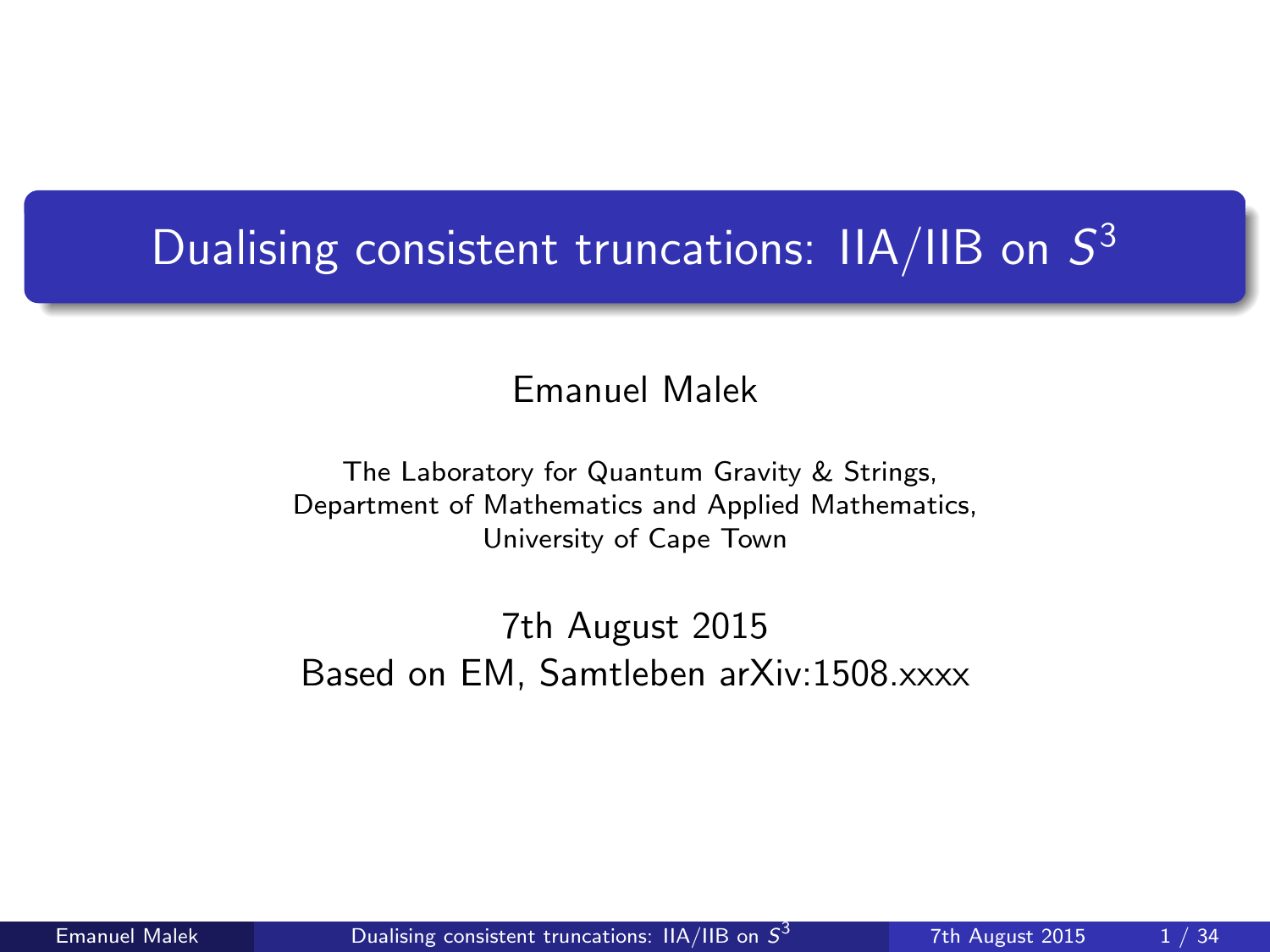# Dualising consistent truncations: IIA/IIB on $S^3$

Emanuel Malek

The Laboratory for Quantum Gravity & Strings,
Department of Mathematics and Applied Mathematics,
University of Cape Town

7th August 2015

Based on EM, Samtleben arXiv:1508.xxxx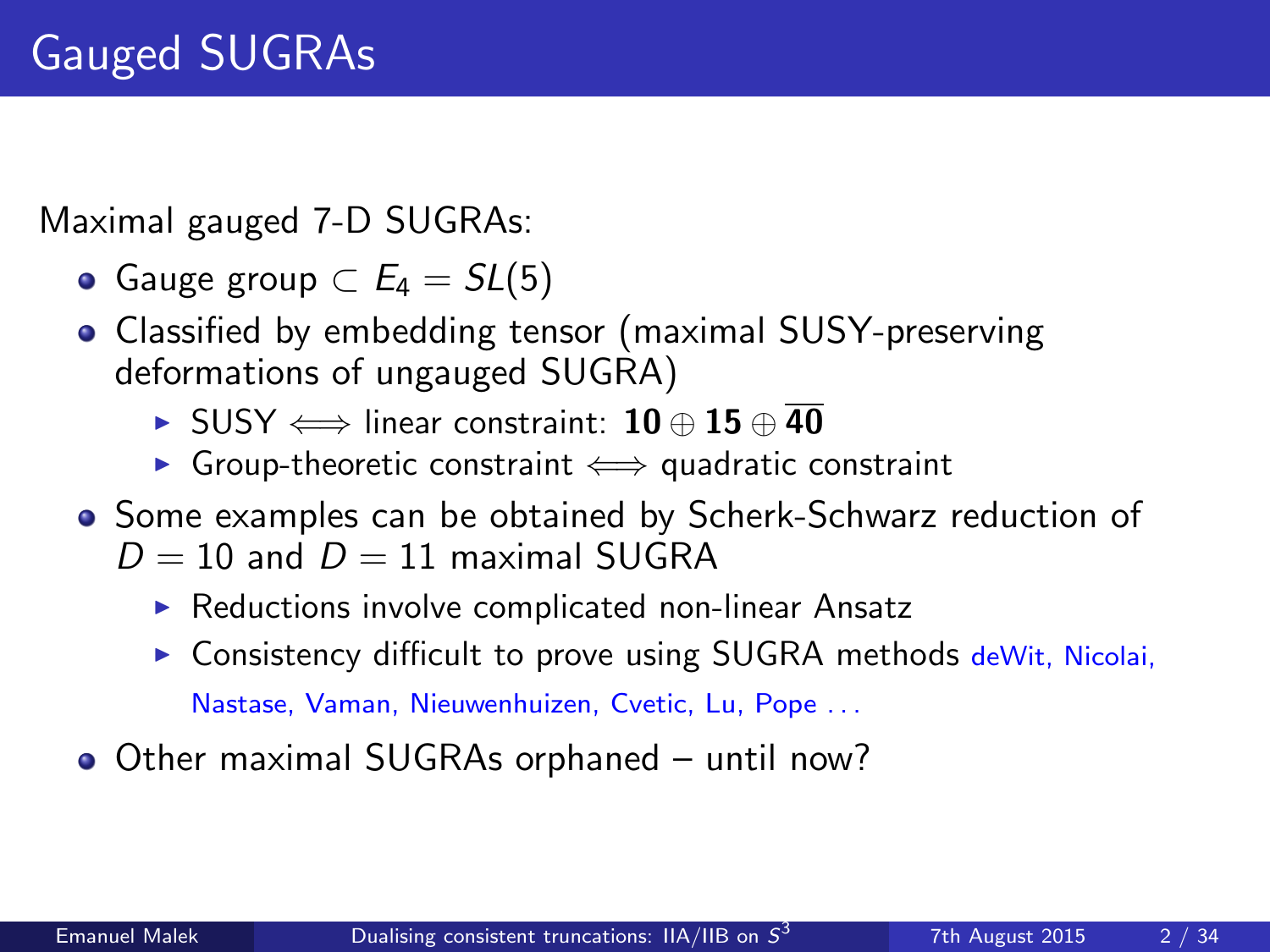# Gauged SUGRAs

Maximal gauged 7-D SUGRAs:

- Gauge group $\subset E_4 = SL(5)$
- Classified by embedding tensor (maximal SUSY-preserving deformations of ungauged SUGRA)
  - SUSY $\Longleftrightarrow$ linear constraint: $\mathbf{10} \oplus \mathbf{15} \oplus \overline{\mathbf{40}}$
  - Group-theoretic constraint $\Longleftrightarrow$ quadratic constraint
- Some examples can be obtained by Scherk-Schwarz reduction of $D = 10$ and $D = 11$ maximal SUGRA
  - Reductions involve complicated non-linear Ansatz
  - Consistency difficult to prove using SUGRA methods deWit, Nicolai, Nastase, Vaman, Nieuwenhuizen, Cvetic, Lu, Pope ...
- Other maximal SUGRAs orphaned – until now?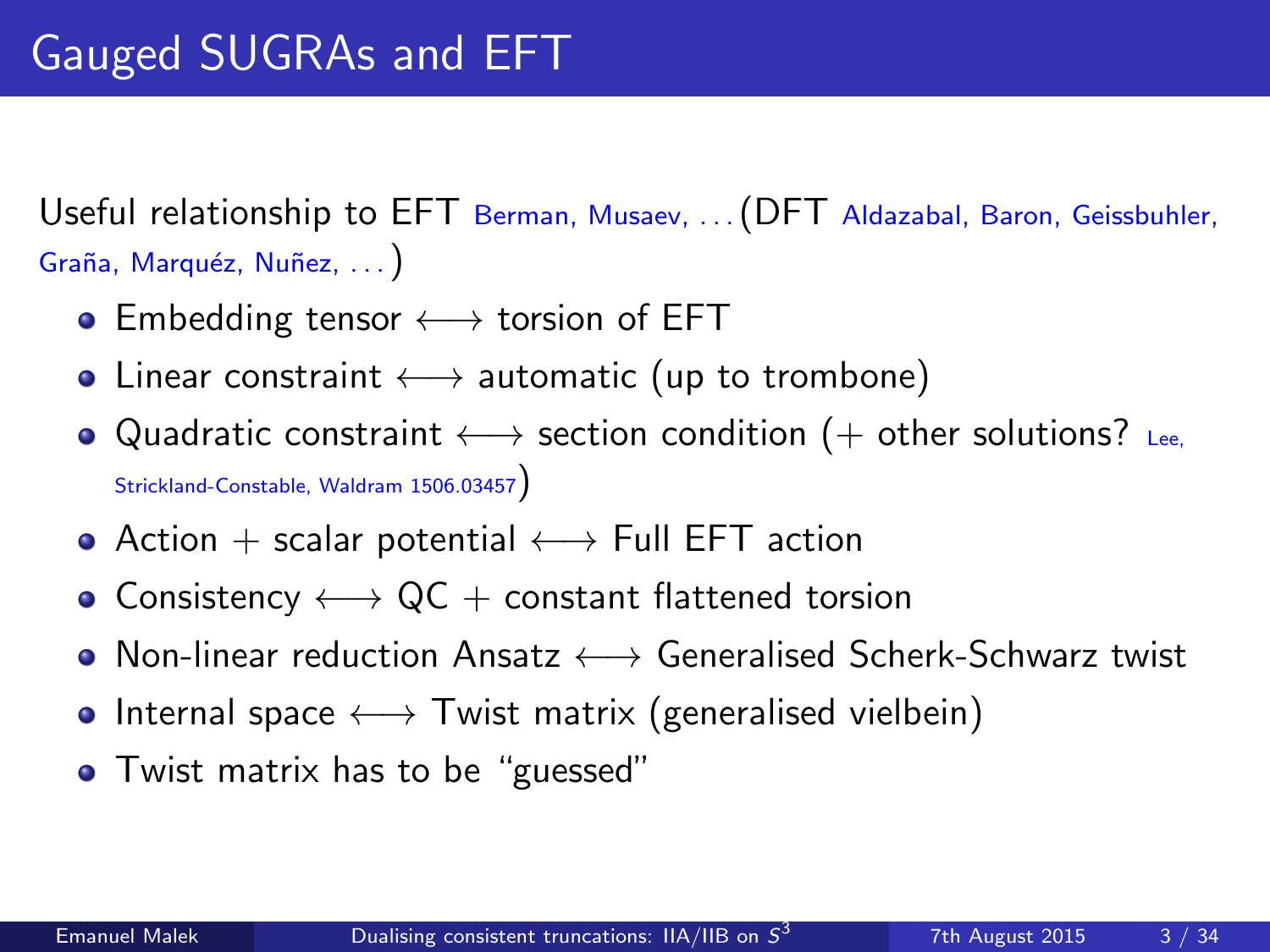# Gauged SUGRAs and EFT

Useful relationship to EFT Berman, Musaev, . . . (DFT Aldazabal, Baron, Geissbuhler, Graña, Marquéz, Nuñez, . . . )

- Embedding tensor $\longleftrightarrow$ torsion of EFT
- Linear constraint $\longleftrightarrow$ automatic (up to trombone)
- Quadratic constraint $\longleftrightarrow$ section condition (+ other solutions? Lee, Strickland-Constable, Waldram 1506.03457)
- Action + scalar potential $\longleftrightarrow$ Full EFT action
- Consistency $\longleftrightarrow$ QC + constant flattened torsion
- Non-linear reduction Ansatz $\longleftrightarrow$ Generalised Scherk-Schwarz twist
- Internal space $\longleftrightarrow$ Twist matrix (generalised vielbein)
- Twist matrix has to be "guessed"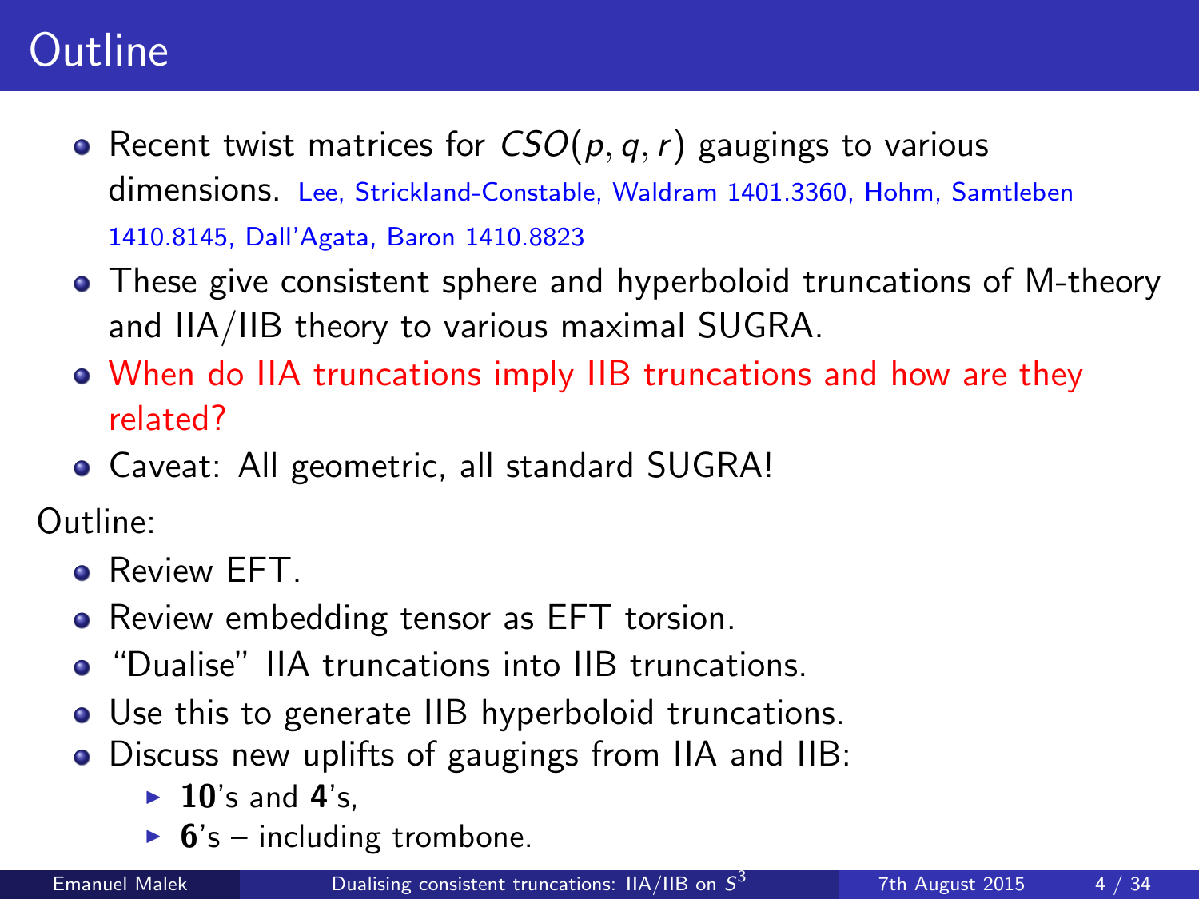# Outline

- Recent twist matrices for $CSO(p,q,r)$ gaugings to various dimensions. Lee, Strickland-Constable, Waldram 1401.3360, Hohm, Samtleben 1410.8145, Dall'Agata, Baron 1410.8823
- These give consistent sphere and hyperboloid truncations of M-theory and IIA/IIB theory to various maximal SUGRA.
- When do IIA truncations imply IIB truncations and how are they related?
- Caveat: All geometric, all standard SUGRA!

Outline:

- Review EFT.
- Review embedding tensor as EFT torsion.
- "Dualise" IIA truncations into IIB truncations.
- Use this to generate IIB hyperboloid truncations.
- Discuss new uplifts of gaugings from IIA and IIB:
  - **10**'s and **4**'s,
  - **6**'s – including trombone.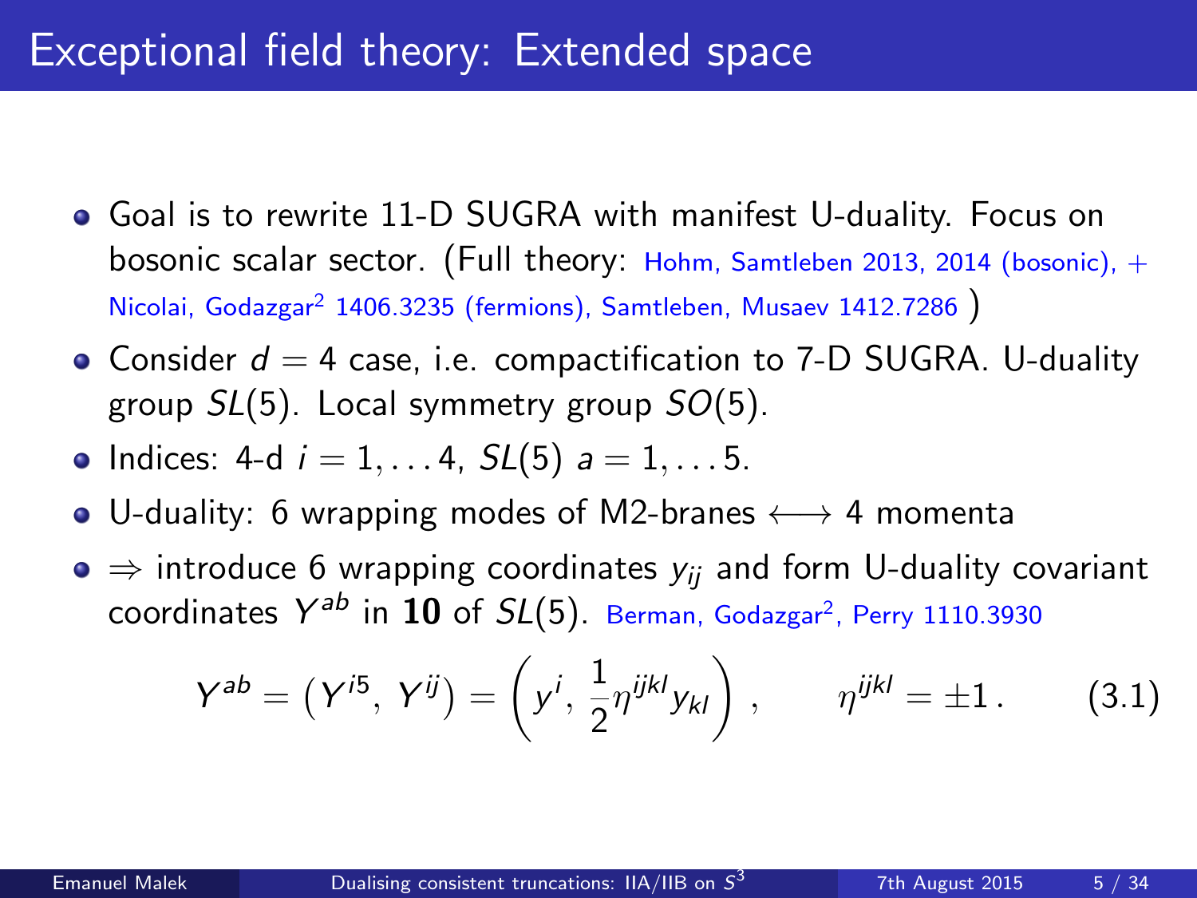# Exceptional field theory: Extended space

- Goal is to rewrite 11-D SUGRA with manifest U-duality. Focus on bosonic scalar sector. (Full theory: Hohm, Samtleben 2013, 2014 (bosonic), + Nicolai, Godazgar[2] 1406.3235 (fermions), Samtleben, Musaev 1412.7286 )
- Consider $d = 4$ case, i.e. compactification to 7-D SUGRA. U-duality group $SL(5)$. Local symmetry group $SO(5)$.
- Indices: 4-d $i = 1, \ldots 4$, $SL(5)$ $a = 1, \ldots 5$.
- U-duality: 6 wrapping modes of M2-branes $\longleftrightarrow$ 4 momenta
- $\Rightarrow$ introduce 6 wrapping coordinates $y_{ij}$ and form U-duality covariant coordinates $Y^{ab}$ in $\mathbf{10}$ of $SL(5)$. Berman, Godazgar[2], Perry 1110.3930

$$Y^{ab} = \left(Y^{i5},\, Y^{ij}\right) = \left(y^i,\, \frac{1}{2}\eta^{ijkl}y_{kl}\right), \qquad \eta^{ijkl} = \pm 1\,. \qquad (3.1)$$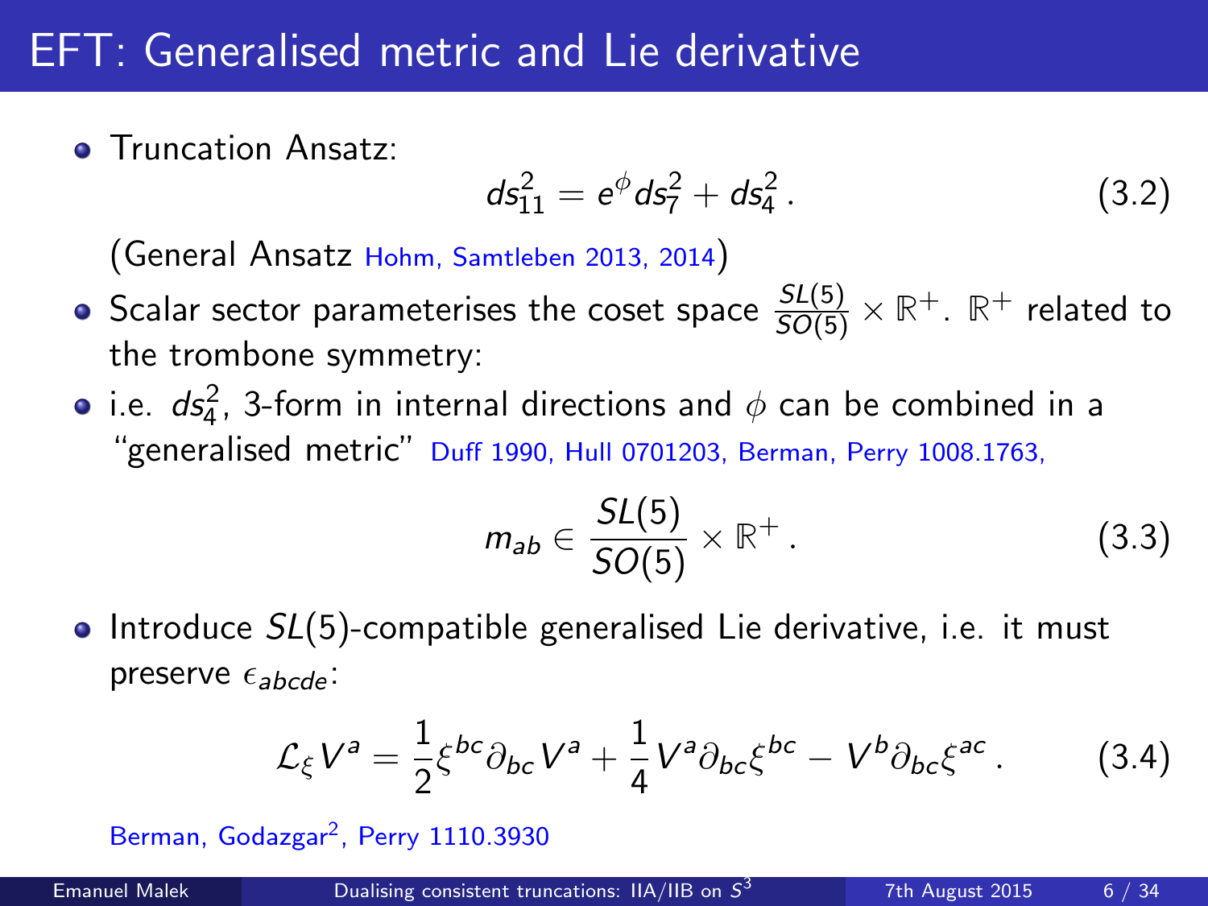# EFT: Generalised metric and Lie derivative

- Truncation Ansatz:

$$ds_{11}^2 = e^{\phi} ds_7^2 + ds_4^2 \,. \tag{3.2}$$

  (General Ansatz Hohm, Samtleben 2013, 2014)

- Scalar sector parameterises the coset space $\frac{SL(5)}{SO(5)} \times \mathbb{R}^+$. $\mathbb{R}^+$ related to the trombone symmetry:
- i.e. $ds_4^2$, 3-form in internal directions and $\phi$ can be combined in a "generalised metric" Duff 1990, Hull 0701203, Berman, Perry 1008.1763,

$$m_{ab} \in \frac{SL(5)}{SO(5)} \times \mathbb{R}^+ \,. \tag{3.3}$$

- Introduce $SL(5)$-compatible generalised Lie derivative, i.e. it must preserve $\epsilon_{abcde}$:

$$\mathcal{L}_\xi V^a = \frac{1}{2} \xi^{bc} \partial_{bc} V^a + \frac{1}{4} V^a \partial_{bc} \xi^{bc} - V^b \partial_{bc} \xi^{ac} \,. \tag{3.4}$$

Berman, Godazgar[2], Perry 1110.3930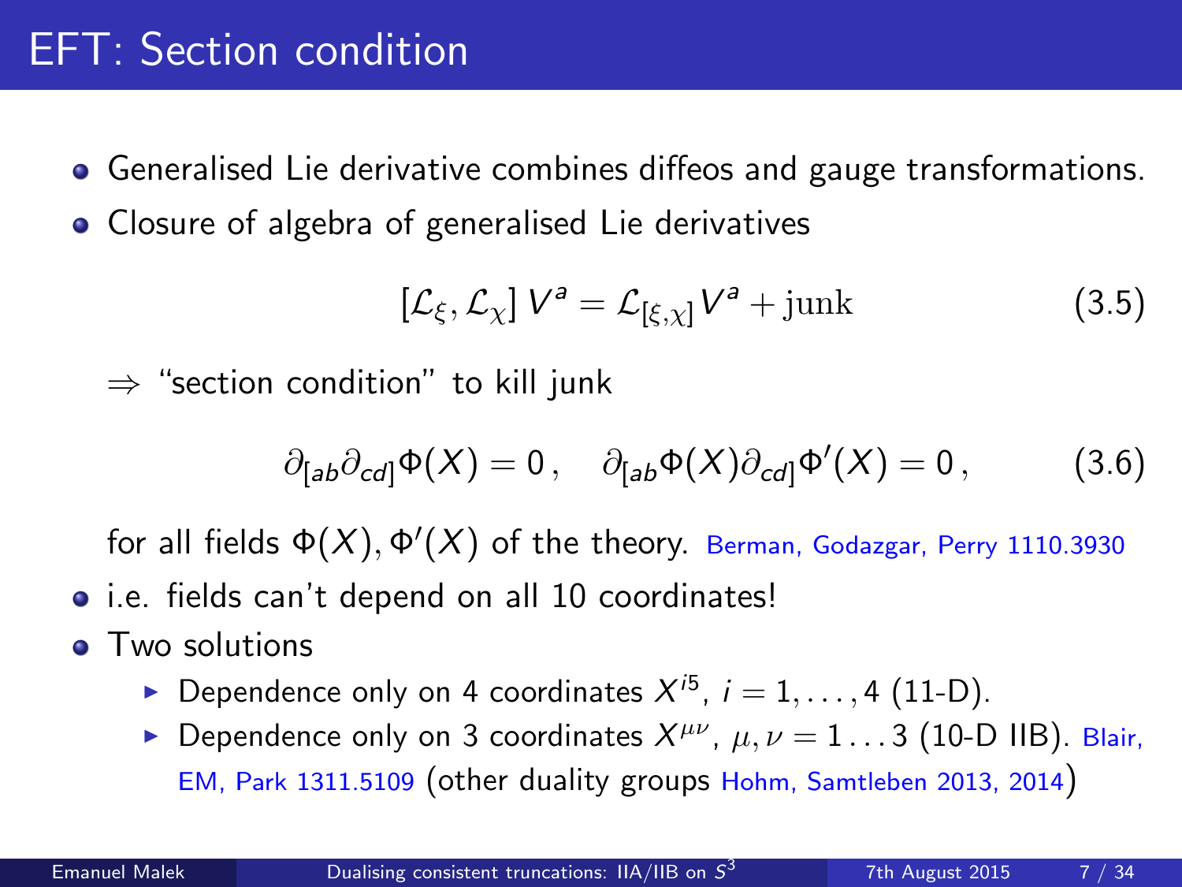# EFT: Section condition

- Generalised Lie derivative combines diffeos and gauge transformations.
- Closure of algebra of generalised Lie derivatives

$$[\mathcal{L}_\xi, \mathcal{L}_\chi] V^a = \mathcal{L}_{[\xi,\chi]} V^a + \text{junk} \tag{3.5}$$

  $\Rightarrow$ "section condition" to kill junk

$$\partial_{[ab}\partial_{cd]}\Phi(X) = 0\,, \quad \partial_{[ab}\Phi(X)\partial_{cd]}\Phi'(X) = 0\,, \tag{3.6}$$

  for all fields $\Phi(X), \Phi'(X)$ of the theory. Berman, Godazgar, Perry 1110.3930

- i.e. fields can't depend on all 10 coordinates!
- Two solutions
  - Dependence only on 4 coordinates $X^{i5}$, $i = 1, \ldots, 4$ (11-D).
  - Dependence only on 3 coordinates $X^{\mu\nu}$, $\mu, \nu = 1 \ldots 3$ (10-D IIB). Blair, EM, Park 1311.5109 (other duality groups Hohm, Samtleben 2013, 2014)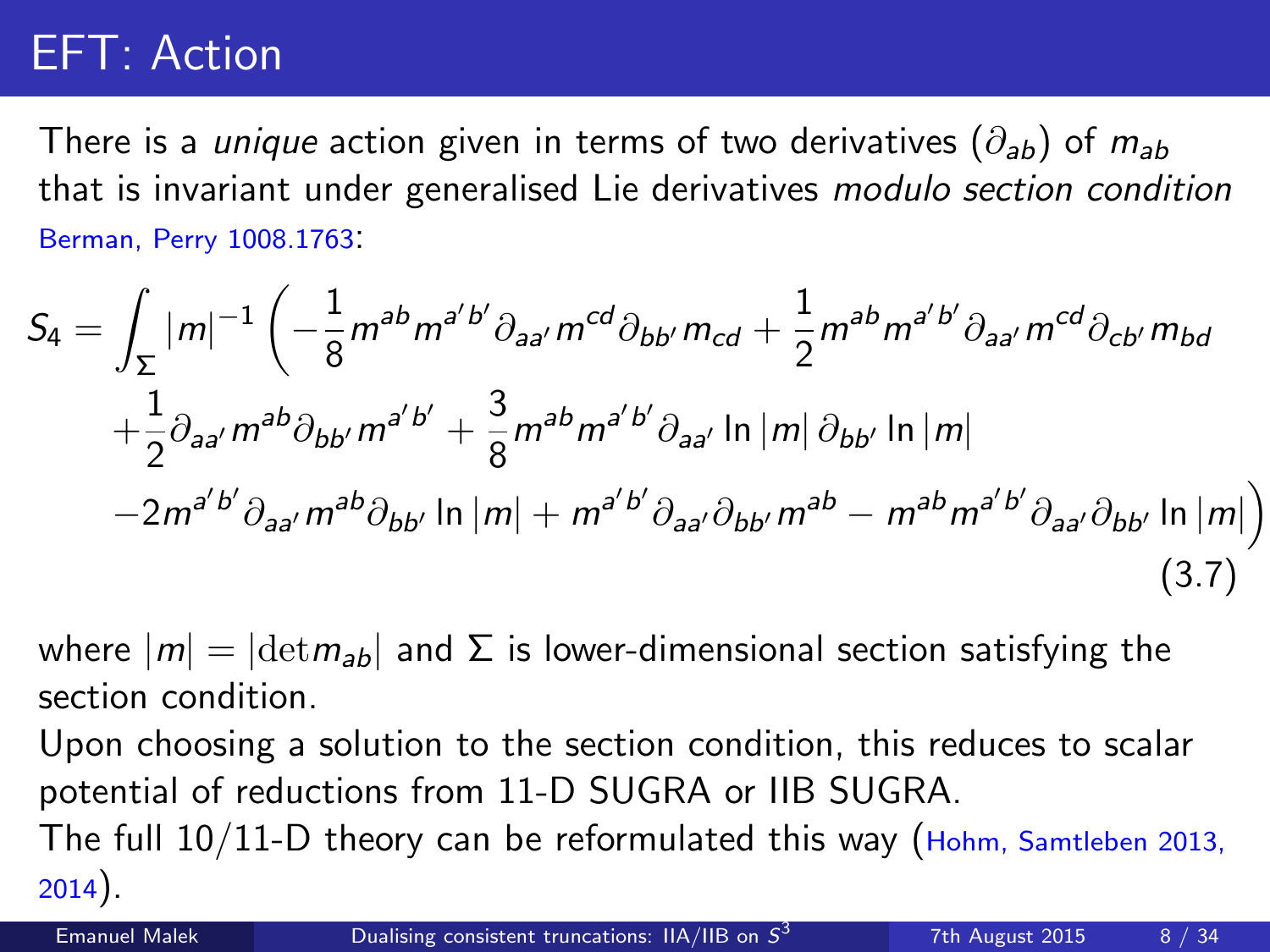# EFT: Action

There is a *unique* action given in terms of two derivatives ($\partial_{ab}$) of $m_{ab}$ that is invariant under generalised Lie derivatives *modulo section condition* Berman, Perry 1008.1763:

$$
\begin{aligned}
S_4 = \int_\Sigma |m|^{-1} \Big( & -\frac{1}{8} m^{ab} m^{a'b'} \partial_{aa'} m^{cd} \partial_{bb'} m_{cd} + \frac{1}{2} m^{ab} m^{a'b'} \partial_{aa'} m^{cd} \partial_{cb'} m_{bd} \\
& + \frac{1}{2} \partial_{aa'} m^{ab} \partial_{bb'} m^{a'b'} + \frac{3}{8} m^{ab} m^{a'b'} \partial_{aa'} \ln|m| \, \partial_{bb'} \ln|m| \\
& - 2 m^{a'b'} \partial_{aa'} m^{ab} \partial_{bb'} \ln|m| + m^{a'b'} \partial_{aa'} \partial_{bb'} m^{ab} - m^{ab} m^{a'b'} \partial_{aa'} \partial_{bb'} \ln|m| \Big)
\end{aligned}
\tag{3.7}
$$

where $|m| = |\mathrm{det} m_{ab}|$ and $\Sigma$ is lower-dimensional section satisfying the section condition.

Upon choosing a solution to the section condition, this reduces to scalar potential of reductions from 11-D SUGRA or IIB SUGRA.

The full 10/11-D theory can be reformulated this way (Hohm, Samtleben 2013, 2014).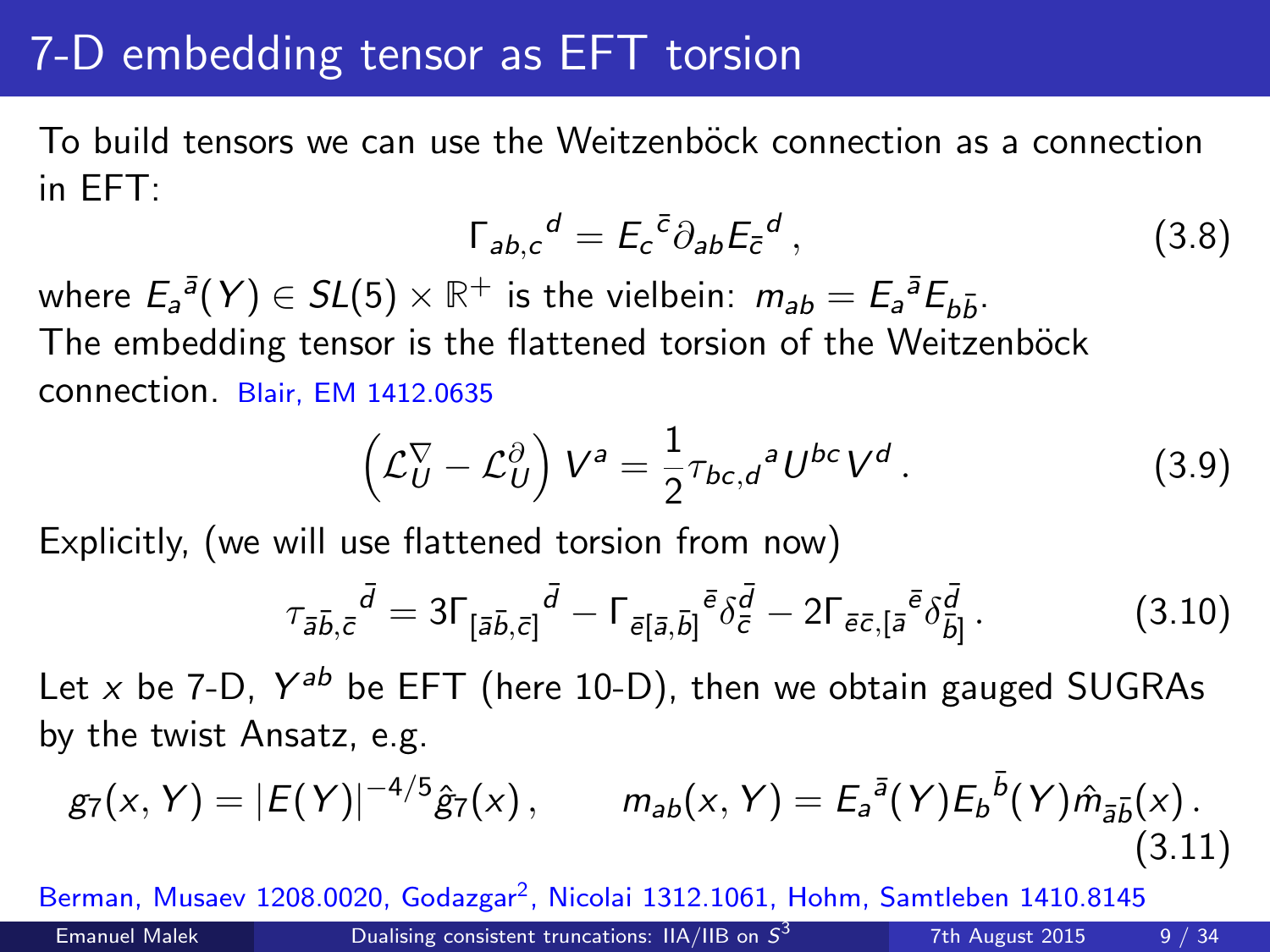# 7-D embedding tensor as EFT torsion

To build tensors we can use the Weitzenböck connection as a connection in EFT:

$$\Gamma_{ab,c}{}^{d} = E_c{}^{\bar{c}} \partial_{ab} E_{\bar{c}}{}^{d} \,, \tag{3.8}$$

where $E_a{}^{\bar{a}}(Y) \in SL(5) \times \mathbb{R}^+$ is the vielbein: $m_{ab} = E_a{}^{\bar{a}} E_{b\bar{b}}$.
The embedding tensor is the flattened torsion of the Weitzenböck connection. Blair, EM 1412.0635

$$\left(\mathcal{L}_U^{\nabla} - \mathcal{L}_U^{\partial}\right) V^a = \frac{1}{2} \tau_{bc,d}{}^{a} U^{bc} V^d \,. \tag{3.9}$$

Explicitly, (we will use flattened torsion from now)

$$\tau_{\bar{a}\bar{b},\bar{c}}{}^{\bar{d}} = 3\Gamma_{[\bar{a}\bar{b},\bar{c}]}{}^{\bar{d}} - \Gamma_{\bar{e}[\bar{a},\bar{b}]}{}^{\bar{e}} \delta_{\bar{c}}^{\bar{d}} - 2\Gamma_{\bar{e}\bar{c},[\bar{a}}{}^{\bar{e}} \delta_{\bar{b}]}^{\bar{d}} \,. \tag{3.10}$$

Let $x$ be 7-D, $Y^{ab}$ be EFT (here 10-D), then we obtain gauged SUGRAs by the twist Ansatz, e.g.

$$g_7(x, Y) = |E(Y)|^{-4/5} \hat{g}_7(x) \,, \qquad m_{ab}(x, Y) = E_a{}^{\bar{a}}(Y) E_b{}^{\bar{b}}(Y) \hat{m}_{\bar{a}\bar{b}}(x) \,. \tag{3.11}$$

Berman, Musaev 1208.0020, Godazgar[2], Nicolai 1312.1061, Hohm, Samtleben 1410.8145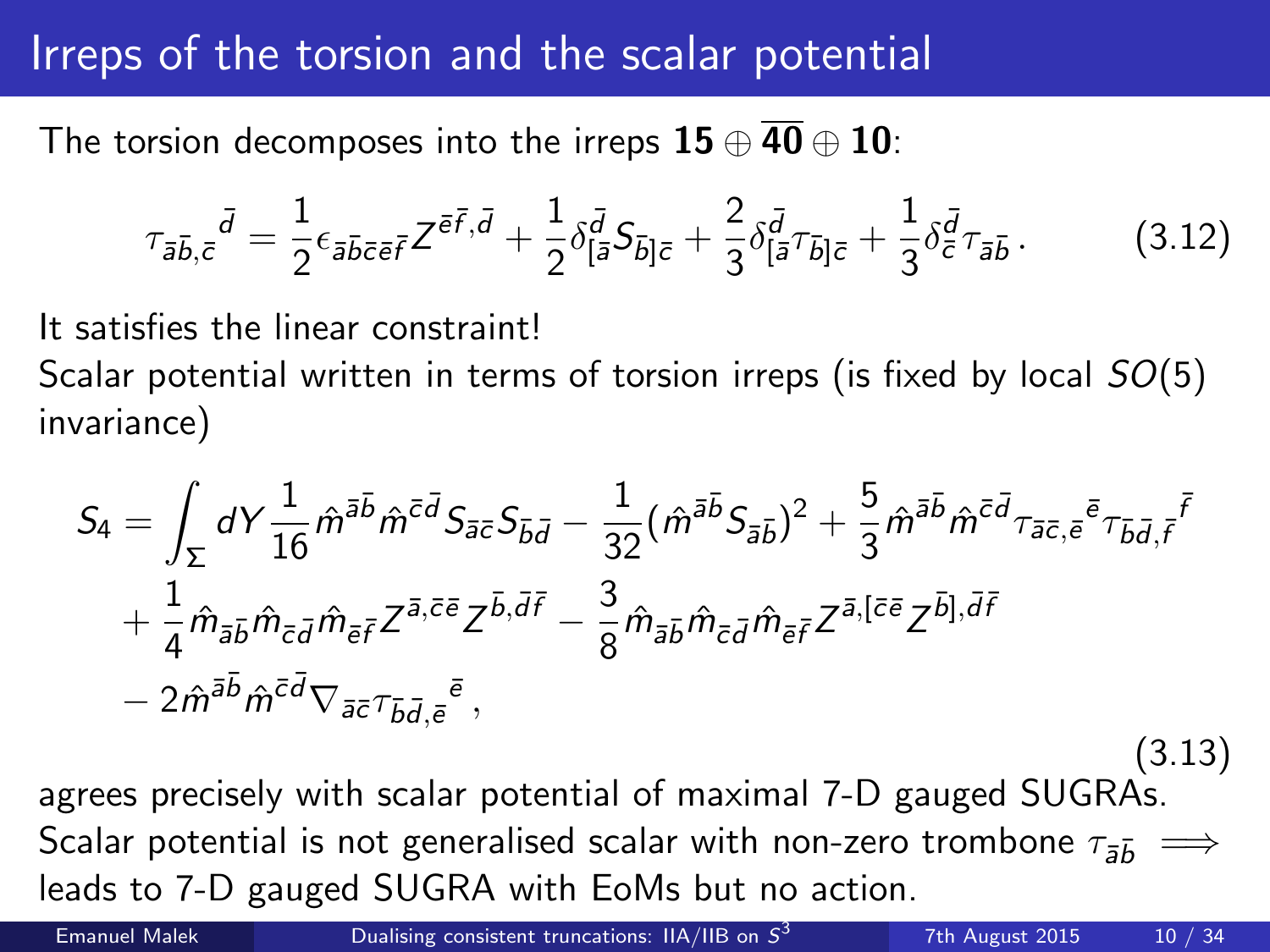# Irreps of the torsion and the scalar potential

The torsion decomposes into the irreps $\mathbf{15} \oplus \overline{\mathbf{40}} \oplus \mathbf{10}$:

$$\tau_{\bar{a}\bar{b},\bar{c}}{}^{\bar{d}} = \frac{1}{2}\epsilon_{\bar{a}\bar{b}\bar{c}\bar{e}\bar{f}} Z^{\bar{e}\bar{f},\bar{d}} + \frac{1}{2}\delta^{\bar{d}}_{[\bar{a}} S_{\bar{b}]\bar{c}} + \frac{2}{3}\delta^{\bar{d}}_{[\bar{a}}\tau_{\bar{b}]\bar{c}} + \frac{1}{3}\delta^{\bar{d}}_{\bar{c}}\tau_{\bar{a}\bar{b}} \,. \tag{3.12}$$

It satisfies the linear constraint!
Scalar potential written in terms of torsion irreps (is fixed by local $SO(5)$ invariance)

$$\begin{aligned} S_4 = \int_\Sigma dY \, & \frac{1}{16}\hat{m}^{\bar{a}\bar{b}}\hat{m}^{\bar{c}\bar{d}} S_{\bar{a}\bar{c}} S_{\bar{b}\bar{d}} - \frac{1}{32}(\hat{m}^{\bar{a}\bar{b}} S_{\bar{a}\bar{b}})^2 + \frac{5}{3}\hat{m}^{\bar{a}\bar{b}}\hat{m}^{\bar{c}\bar{d}}\tau_{\bar{a}\bar{c},\bar{e}}{}^{\bar{e}}\tau_{\bar{b}\bar{d},\bar{f}}{}^{\bar{f}} \\ & + \frac{1}{4}\hat{m}_{\bar{a}\bar{b}}\hat{m}_{\bar{c}\bar{d}}\hat{m}_{\bar{e}\bar{f}} Z^{\bar{a},\bar{c}\bar{e}} Z^{\bar{b},\bar{d}\bar{f}} - \frac{3}{8}\hat{m}_{\bar{a}\bar{b}}\hat{m}_{\bar{c}\bar{d}}\hat{m}_{\bar{e}\bar{f}} Z^{\bar{a},[\bar{c}\bar{e}} Z^{\bar{b}],\bar{d}\bar{f}} \\ & - 2\hat{m}^{\bar{a}\bar{b}}\hat{m}^{\bar{c}\bar{d}}\nabla_{\bar{a}\bar{c}}\tau_{\bar{b}\bar{d},\bar{e}}{}^{\bar{e}} \,, \end{aligned} \tag{3.13}$$

agrees precisely with scalar potential of maximal 7-D gauged SUGRAs.
Scalar potential is not generalised scalar with non-zero trombone $\tau_{\bar{a}\bar{b}} \implies$ leads to 7-D gauged SUGRA with EoMs but no action.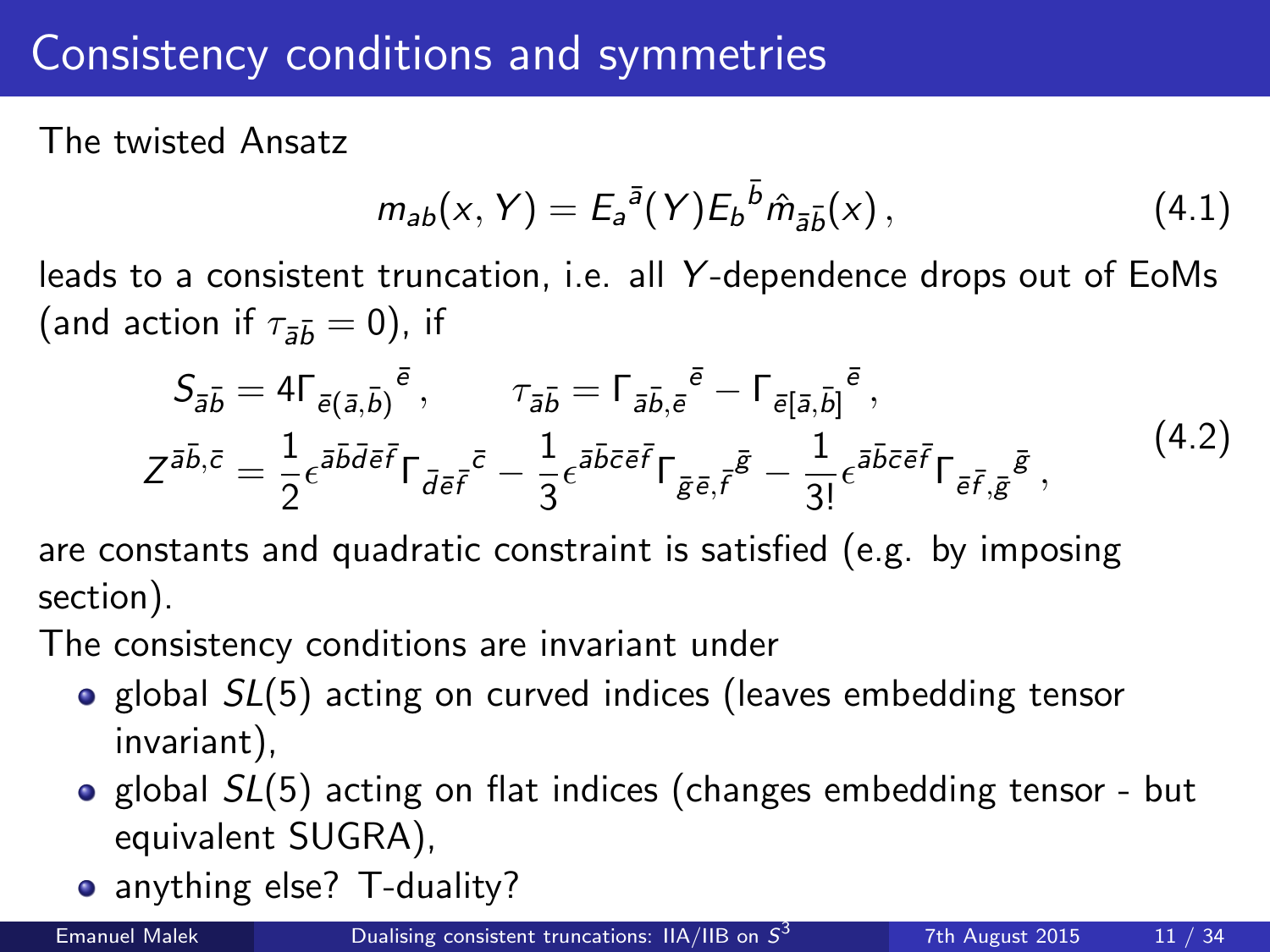# Consistency conditions and symmetries

The twisted Ansatz

$$m_{ab}(x,Y) = E_a{}^{\bar{a}}(Y) E_b{}^{\bar{b}} \hat{m}_{\bar{a}\bar{b}}(x)\,, \tag{4.1}$$

leads to a consistent truncation, i.e. all $Y$-dependence drops out of EoMs (and action if $\tau_{\bar{a}\bar{b}} = 0$), if

$$\begin{aligned} S_{\bar{a}\bar{b}} &= 4\Gamma_{\bar{e}(\bar{a},\bar{b})}{}^{\bar{e}}\,, \qquad \tau_{\bar{a}\bar{b}} = \Gamma_{\bar{a}\bar{b},\bar{e}}{}^{\bar{e}} - \Gamma_{\bar{e}[\bar{a},\bar{b}]}{}^{\bar{e}}\,, \\ Z^{\bar{a}\bar{b},\bar{c}} &= \frac{1}{2}\epsilon^{\bar{a}\bar{b}\bar{d}\bar{e}\bar{f}}\Gamma_{\bar{d}\bar{e}\bar{f}}{}^{\bar{c}} - \frac{1}{3}\epsilon^{\bar{a}\bar{b}\bar{c}\bar{e}\bar{f}}\Gamma_{\bar{g}\bar{e},\bar{f}}{}^{\bar{g}} - \frac{1}{3!}\epsilon^{\bar{a}\bar{b}\bar{c}\bar{e}\bar{f}}\Gamma_{\bar{e}\bar{f},\bar{g}}{}^{\bar{g}}\,, \end{aligned} \tag{4.2}$$

are constants and quadratic constraint is satisfied (e.g. by imposing section).

The consistency conditions are invariant under

- global $SL(5)$ acting on curved indices (leaves embedding tensor invariant),
- global $SL(5)$ acting on flat indices (changes embedding tensor - but equivalent SUGRA),
- anything else? T-duality?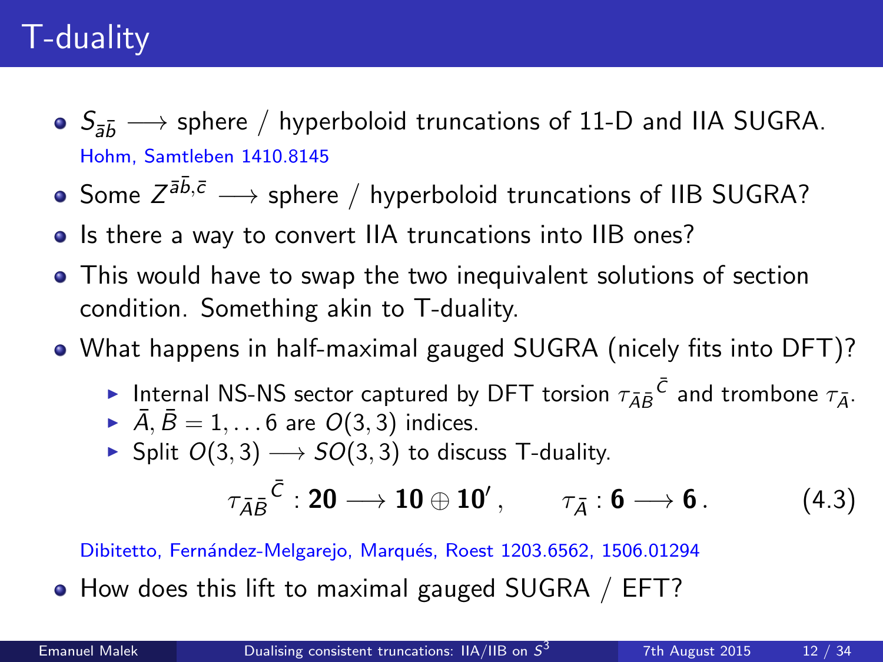# T-duality

- $S_{\bar{a}\bar{b}} \longrightarrow$ sphere / hyperboloid truncations of 11-D and IIA SUGRA.
  Hohm, Samtleben 1410.8145
- Some $Z^{\bar{a}\bar{b},\bar{c}} \longrightarrow$ sphere / hyperboloid truncations of IIB SUGRA?
- Is there a way to convert IIA truncations into IIB ones?
- This would have to swap the two inequivalent solutions of section condition. Something akin to T-duality.
- What happens in half-maximal gauged SUGRA (nicely fits into DFT)?
  - Internal NS-NS sector captured by DFT torsion $\tau_{\bar{A}\bar{B}}{}^{\bar{C}}$ and trombone $\tau_{\bar{A}}$.
  - $\bar{A}, \bar{B} = 1, \ldots 6$ are $O(3,3)$ indices.
  - Split $O(3,3) \longrightarrow SO(3,3)$ to discuss T-duality.

$$\tau_{\bar{A}\bar{B}}{}^{\bar{C}} : \mathbf{20} \longrightarrow \mathbf{10} \oplus \mathbf{10}' \,, \qquad \tau_{\bar{A}} : \mathbf{6} \longrightarrow \mathbf{6} \,. \tag{4.3}$$

  Dibitetto, Fernández-Melgarejo, Marqués, Roest 1203.6562, 1506.01294

- How does this lift to maximal gauged SUGRA / EFT?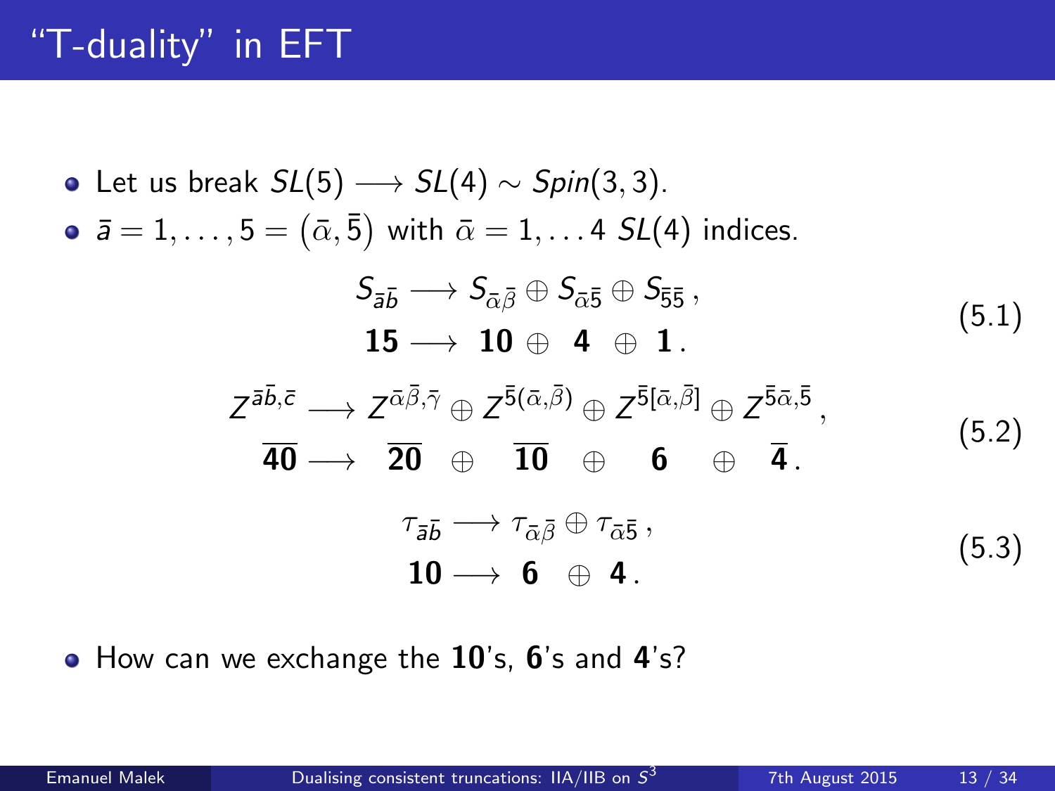# "T-duality" in EFT

- Let us break $SL(5) \longrightarrow SL(4) \sim Spin(3,3)$.
- $\bar{a} = 1, \ldots, 5 = \left(\bar{\alpha}, \bar{5}\right)$ with $\bar{\alpha} = 1, \ldots 4$ $SL(4)$ indices.

$$
\begin{aligned}
S_{\bar{a}\bar{b}} &\longrightarrow S_{\bar{\alpha}\bar{\beta}} \oplus S_{\bar{\alpha}\bar{5}} \oplus S_{\bar{5}\bar{5}} \,, \\
\mathbf{15} &\longrightarrow \mathbf{10} \oplus \mathbf{4} \oplus \mathbf{1} \,.
\end{aligned}
\tag{5.1}
$$

$$
\begin{aligned}
Z^{\bar{a}\bar{b},\bar{c}} &\longrightarrow Z^{\bar{\alpha}\bar{\beta},\bar{\gamma}} \oplus Z^{\bar{5}(\bar{\alpha},\bar{\beta})} \oplus Z^{\bar{5}[\bar{\alpha},\bar{\beta}]} \oplus Z^{\bar{5}\bar{\alpha},\bar{5}} \,, \\
\overline{\mathbf{40}} &\longrightarrow \overline{\mathbf{20}} \oplus \overline{\mathbf{10}} \oplus \mathbf{6} \oplus \overline{\mathbf{4}} \,.
\end{aligned}
\tag{5.2}
$$

$$
\begin{aligned}
\tau_{\bar{a}\bar{b}} &\longrightarrow \tau_{\bar{\alpha}\bar{\beta}} \oplus \tau_{\bar{\alpha}\bar{5}} \,, \\
\mathbf{10} &\longrightarrow \mathbf{6} \oplus \mathbf{4} \,.
\end{aligned}
\tag{5.3}
$$

- How can we exchange the **10**'s, **6**'s and **4**'s?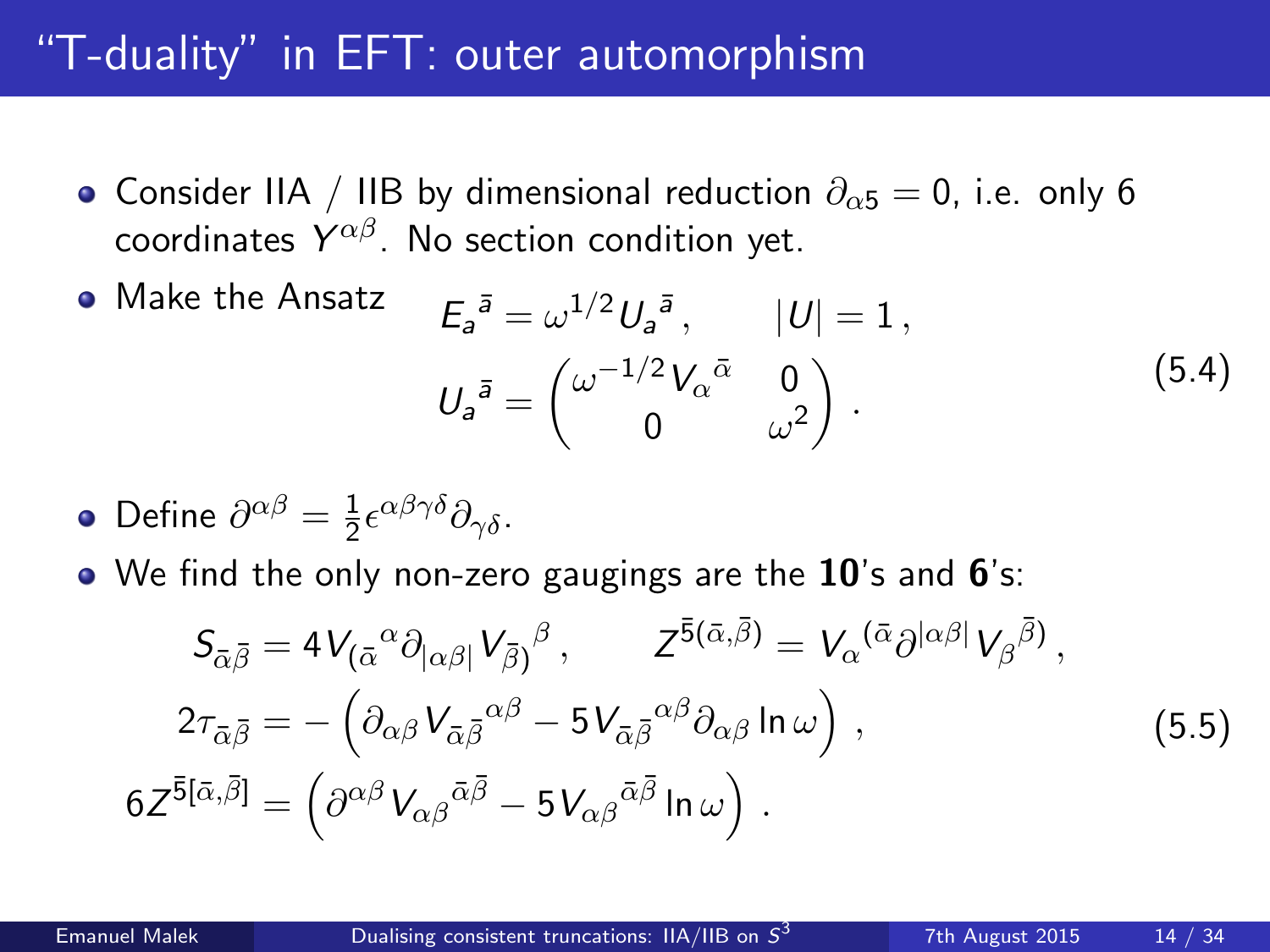# "T-duality" in EFT: outer automorphism

- Consider IIA / IIB by dimensional reduction $\partial_{\alpha 5} = 0$, i.e. only 6 coordinates $Y^{\alpha\beta}$. No section condition yet.
- Make the Ansatz

$$E_a{}^{\bar{a}} = \omega^{1/2} U_a{}^{\bar{a}} \,, \qquad |U| = 1 \,,$$
$$U_a{}^{\bar{a}} = \begin{pmatrix} \omega^{-1/2} V_\alpha{}^{\bar{\alpha}} & 0 \\ 0 & \omega^2 \end{pmatrix} . \tag{5.4}$$

- Define $\partial^{\alpha\beta} = \frac{1}{2}\epsilon^{\alpha\beta\gamma\delta}\partial_{\gamma\delta}$.
- We find the only non-zero gaugings are the **10**'s and **6**'s:

$$\begin{aligned}
S_{\bar{\alpha}\bar{\beta}} &= 4 V_{(\bar{\alpha}}{}^{\alpha} \partial_{|\alpha\beta|} V_{\bar{\beta})}{}^{\beta} \,, \qquad Z^{\bar{5}(\bar{\alpha},\bar{\beta})} = V_\alpha{}^{(\bar{\alpha}} \partial^{|\alpha\beta|} V_\beta{}^{\bar{\beta})} \,, \\
2\tau_{\bar{\alpha}\bar{\beta}} &= -\left( \partial_{\alpha\beta} V_{\bar{\alpha}\bar{\beta}}{}^{\alpha\beta} - 5 V_{\bar{\alpha}\bar{\beta}}{}^{\alpha\beta} \partial_{\alpha\beta} \ln\omega \right) \,, \\
6 Z^{\bar{5}[\bar{\alpha},\bar{\beta}]} &= \left( \partial^{\alpha\beta} V_{\alpha\beta}{}^{\bar{\alpha}\bar{\beta}} - 5 V_{\alpha\beta}{}^{\bar{\alpha}\bar{\beta}} \ln\omega \right) .
\end{aligned} \tag{5.5}$$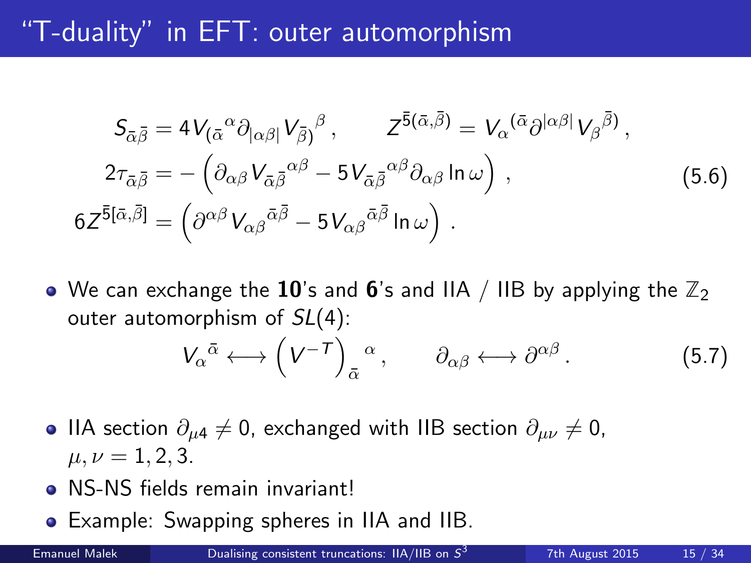# "T-duality" in EFT: outer automorphism

$$
\begin{aligned}
S_{\bar{\alpha}\bar{\beta}} &= 4 V_{(\bar{\alpha}}{}^{\alpha} \partial_{|\alpha\beta|} V_{\bar{\beta})}{}^{\beta} \,, \qquad Z^{\bar{5}(\bar{\alpha},\bar{\beta})} = V_{\alpha}{}^{(\bar{\alpha}} \partial^{|\alpha\beta|} V_{\beta}{}^{\bar{\beta})} \,, \\
2\tau_{\bar{\alpha}\bar{\beta}} &= -\left( \partial_{\alpha\beta} V_{\bar{\alpha}\bar{\beta}}{}^{\alpha\beta} - 5 V_{\bar{\alpha}\bar{\beta}}{}^{\alpha\beta} \partial_{\alpha\beta} \ln \omega \right) \,, \\
6 Z^{\bar{5}[\bar{\alpha},\bar{\beta}]} &= \left( \partial^{\alpha\beta} V_{\alpha\beta}{}^{\bar{\alpha}\bar{\beta}} - 5 V_{\alpha\beta}{}^{\bar{\alpha}\bar{\beta}} \ln \omega \right) \,.
\end{aligned}
\tag{5.6}
$$

- We can exchange the **10**'s and **6**'s and IIA / IIB by applying the $\mathbb{Z}_2$ outer automorphism of $SL(4)$:

$$
V_{\alpha}{}^{\bar{\alpha}} \longleftrightarrow \left( V^{-T} \right)_{\bar{\alpha}}{}^{\alpha} \,, \qquad \partial_{\alpha\beta} \longleftrightarrow \partial^{\alpha\beta} \,. \tag{5.7}
$$

- IIA section $\partial_{\mu 4} \neq 0$, exchanged with IIB section $\partial_{\mu\nu} \neq 0$, $\mu, \nu = 1, 2, 3$.
- NS-NS fields remain invariant!
- Example: Swapping spheres in IIA and IIB.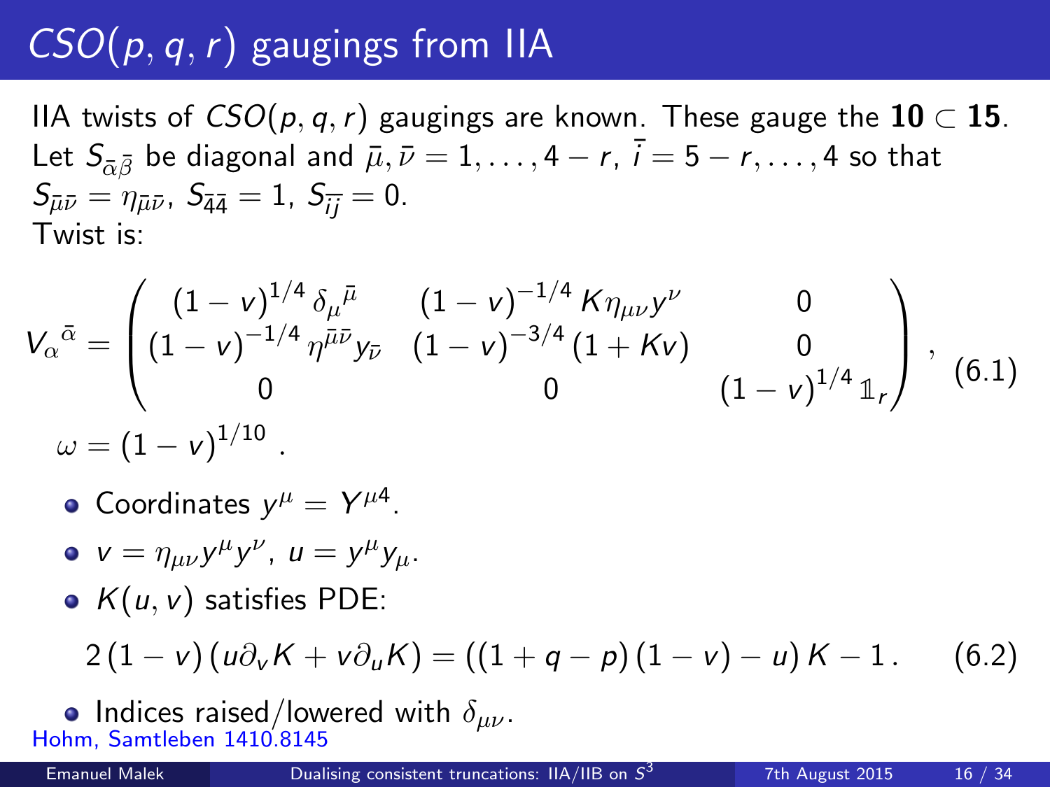# $CSO(p,q,r)$ gaugings from IIA

IIA twists of $CSO(p,q,r)$ gaugings are known. These gauge the $\mathbf{10} \subset \mathbf{15}$. Let $S_{\bar{\alpha}\bar{\beta}}$ be diagonal and $\bar{\mu}, \bar{\nu} = 1, \ldots, 4-r$, $\bar{i} = 5-r, \ldots, 4$ so that $S_{\bar{\mu}\bar{\nu}} = \eta_{\bar{\mu}\bar{\nu}}$, $S_{\bar{4}\bar{4}} = 1$, $S_{\bar{i}\bar{j}} = 0$.
Twist is:

$$
V_\alpha{}^{\bar{\alpha}} = \begin{pmatrix} (1-v)^{1/4}\,\delta_\mu{}^{\bar{\mu}} & (1-v)^{-1/4}\,K\eta_{\mu\nu}y^\nu & 0 \\ (1-v)^{-1/4}\,\eta^{\bar{\mu}\bar{\nu}}y_{\bar{\nu}} & (1-v)^{-3/4}\,(1+Kv) & 0 \\ 0 & 0 & (1-v)^{1/4}\,\mathbb{1}_r \end{pmatrix}, \quad (6.1)
$$

$$
\omega = (1-v)^{1/10}\,.
$$

- Coordinates $y^\mu = Y^{\mu 4}$.
- $v = \eta_{\mu\nu}y^\mu y^\nu$, $u = y^\mu y_\mu$.
- $K(u,v)$ satisfies PDE:

$$
2\,(1-v)\,(u\partial_v K + v\partial_u K) = ((1+q-p)\,(1-v) - u)\,K - 1\,. \quad (6.2)
$$

- Indices raised/lowered with $\delta_{\mu\nu}$.

Hohm, Samtleben 1410.8145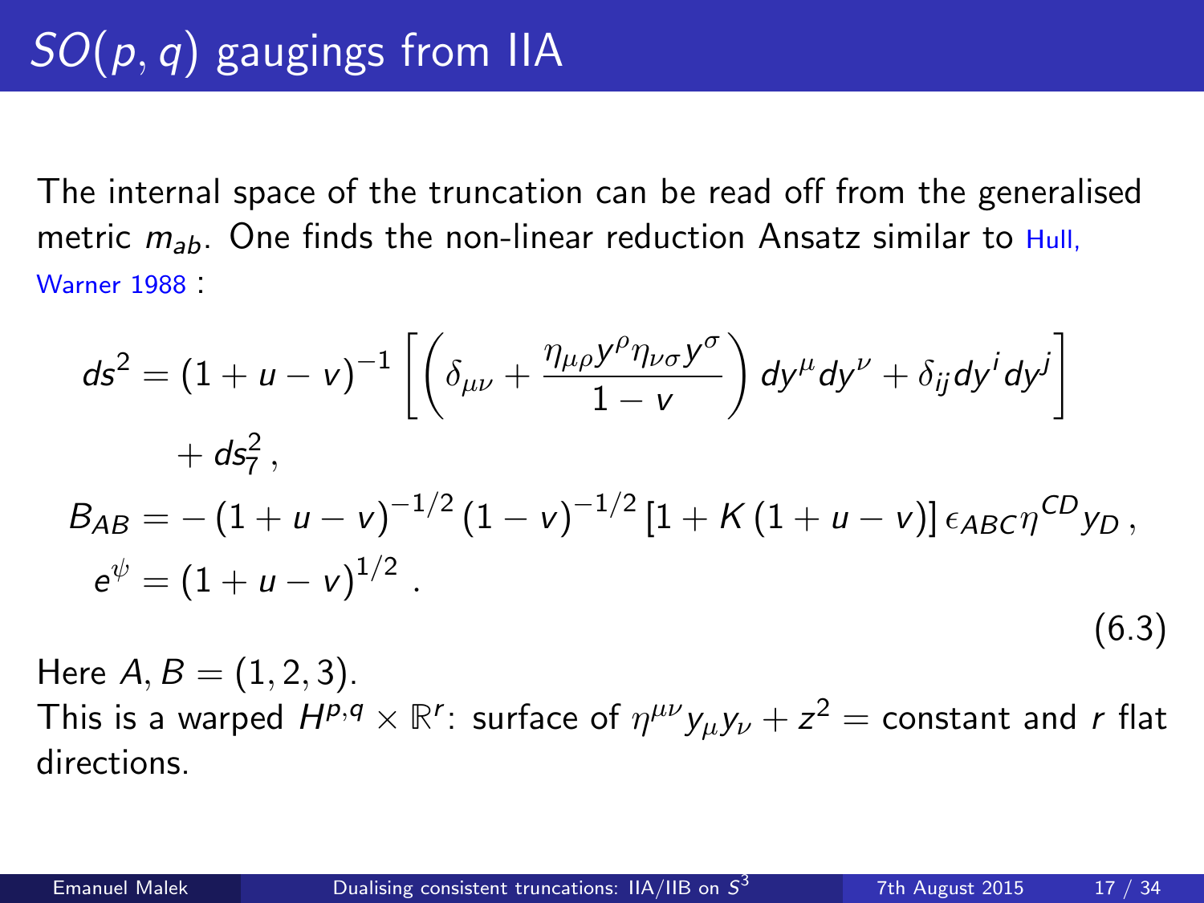# $SO(p,q)$ gaugings from IIA

The internal space of the truncation can be read off from the generalised metric $m_{ab}$. One finds the non-linear reduction Ansatz similar to Hull, Warner 1988 :

$$
\begin{aligned}
ds^2 &= (1+u-v)^{-1}\left[\left(\delta_{\mu\nu} + \frac{\eta_{\mu\rho}y^\rho\eta_{\nu\sigma}y^\sigma}{1-v}\right)dy^\mu dy^\nu + \delta_{ij}dy^i dy^j\right] \\
&\quad + ds_7^2\,, \\
B_{AB} &= -(1+u-v)^{-1/2}(1-v)^{-1/2}\left[1+K(1+u-v)\right]\epsilon_{ABC}\eta^{CD}y_D\,, \\
e^\psi &= (1+u-v)^{1/2}\,.
\end{aligned}
\tag{6.3}
$$

Here $A,B = (1,2,3)$.

This is a warped $H^{p,q}\times\mathbb{R}^r$: surface of $\eta^{\mu\nu}y_\mu y_\nu + z^2 = \text{constant}$ and $r$ flat directions.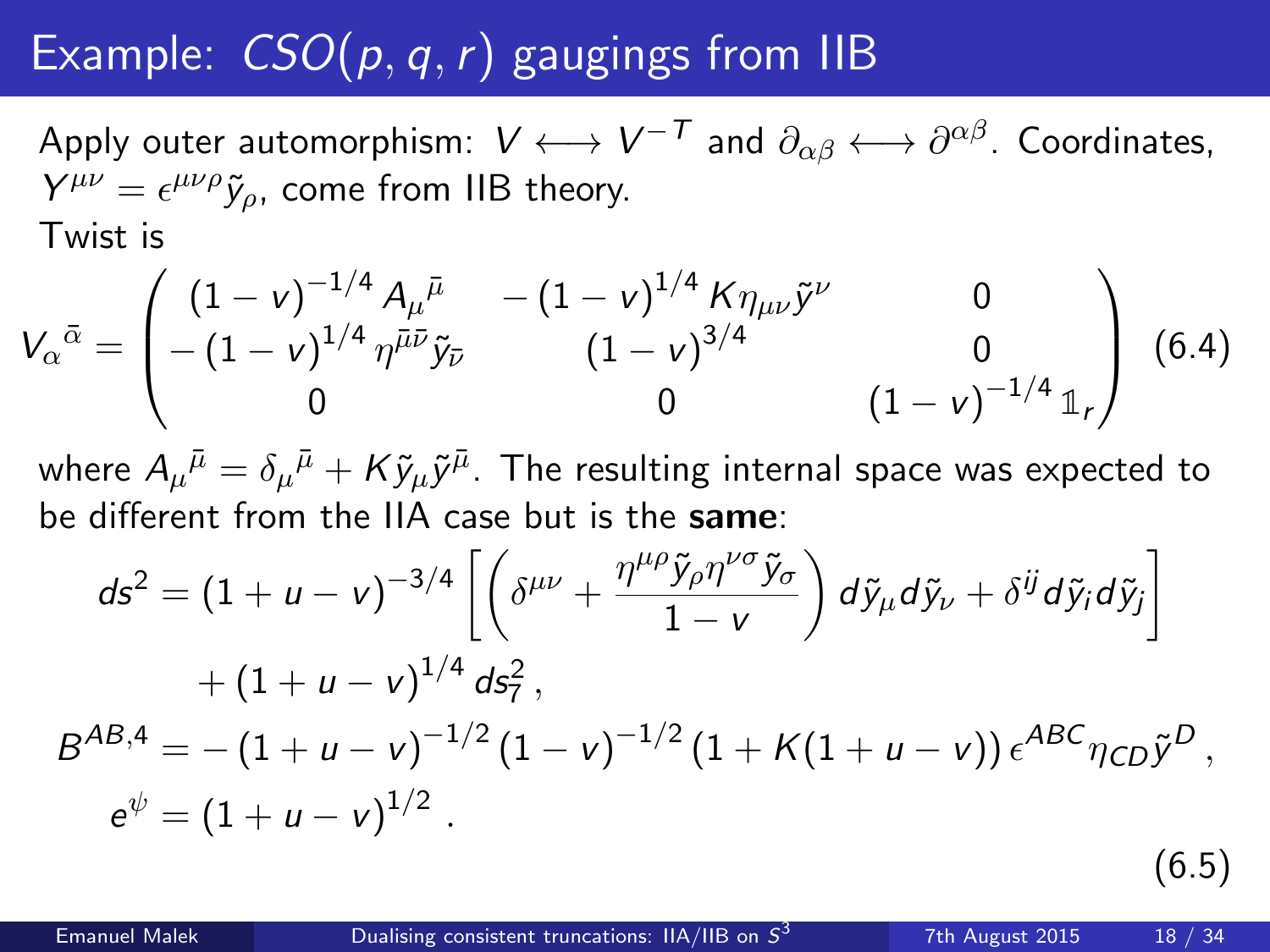# Example: $CSO(p,q,r)$ gaugings from IIB

Apply outer automorphism: $V \longleftrightarrow V^{-T}$ and $\partial_{\alpha\beta} \longleftrightarrow \partial^{\alpha\beta}$. Coordinates, $Y^{\mu\nu} = \epsilon^{\mu\nu\rho}\tilde{y}_\rho$, come from IIB theory.

Twist is

$$
V_\alpha{}^{\bar{\alpha}} = \begin{pmatrix} (1-v)^{-1/4} A_\mu{}^{\bar{\mu}} & -(1-v)^{1/4} K \eta_{\mu\nu}\tilde{y}^\nu & 0 \\ -(1-v)^{1/4}\eta^{\bar{\mu}\bar{\nu}}\tilde{y}_{\bar{\nu}} & (1-v)^{3/4} & 0 \\ 0 & 0 & (1-v)^{-1/4}\mathbb{1}_r \end{pmatrix} \quad (6.4)
$$

where $A_\mu{}^{\bar{\mu}} = \delta_\mu{}^{\bar{\mu}} + K\tilde{y}_\mu\tilde{y}^{\bar{\mu}}$. The resulting internal space was expected to be different from the IIA case but is the **same**:

$$
\begin{aligned}
ds^2 &= (1+u-v)^{-3/4}\left[\left(\delta^{\mu\nu} + \frac{\eta^{\mu\rho}\tilde{y}_\rho\eta^{\nu\sigma}\tilde{y}_\sigma}{1-v}\right)d\tilde{y}_\mu d\tilde{y}_\nu + \delta^{ij}d\tilde{y}_i d\tilde{y}_j\right] \\
&\quad + (1+u-v)^{1/4}\,ds_7^2\,, \\
B^{AB,4} &= -(1+u-v)^{-1/2}(1-v)^{-1/2}\left(1+K(1+u-v)\right)\epsilon^{ABC}\eta_{CD}\tilde{y}^D\,, \\
e^\psi &= (1+u-v)^{1/2}\,.
\end{aligned}
\quad (6.5)
$$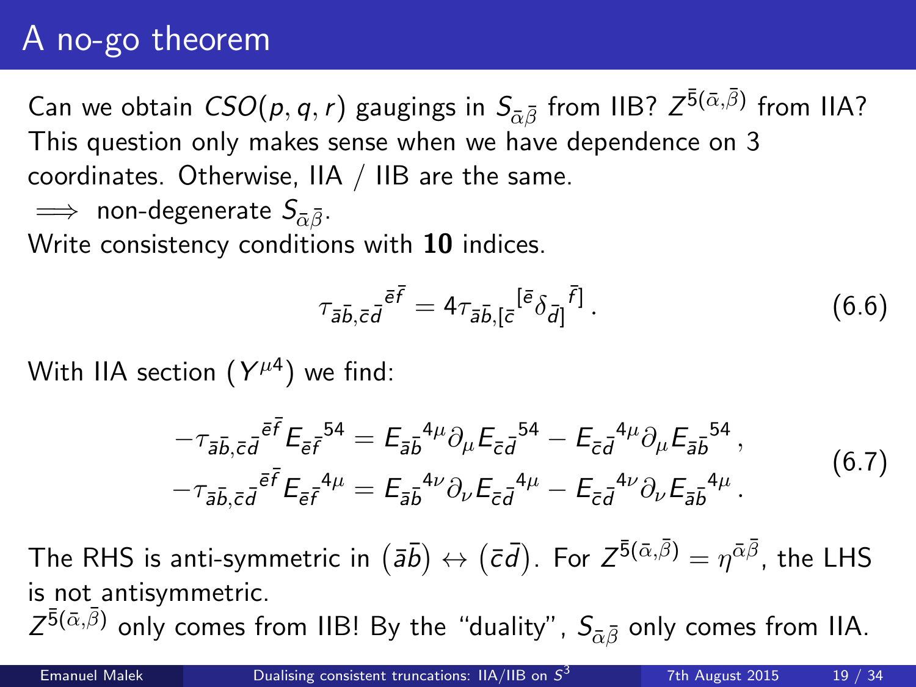# A no-go theorem

Can we obtain $CSO(p,q,r)$ gaugings in $S_{\bar{\alpha}\bar{\beta}}$ from IIB? $Z^{\bar{5}(\bar{\alpha},\bar{\beta})}$ from IIA? This question only makes sense when we have dependence on 3 coordinates. Otherwise, IIA / IIB are the same.

$\implies$ non-degenerate $S_{\bar{\alpha}\bar{\beta}}$.

Write consistency conditions with **10** indices.

$$\tau_{\bar{a}\bar{b},\bar{c}\bar{d}}{}^{\bar{e}\bar{f}} = 4\tau_{\bar{a}\bar{b},[\bar{c}}{}^{[\bar{e}}\delta_{\bar{d}]}{}^{\bar{f}]} \,. \tag{6.6}$$

With IIA section ($Y^{\mu 4}$) we find:

$$\begin{aligned}
-\tau_{\bar{a}\bar{b},\bar{c}\bar{d}}{}^{\bar{e}\bar{f}} E_{\bar{e}\bar{f}}{}^{54} &= E_{\bar{a}\bar{b}}{}^{4\mu}\partial_\mu E_{\bar{c}\bar{d}}{}^{54} - E_{\bar{c}\bar{d}}{}^{4\mu}\partial_\mu E_{\bar{a}\bar{b}}{}^{54} \,, \\
-\tau_{\bar{a}\bar{b},\bar{c}\bar{d}}{}^{\bar{e}\bar{f}} E_{\bar{e}\bar{f}}{}^{4\mu} &= E_{\bar{a}\bar{b}}{}^{4\nu}\partial_\nu E_{\bar{c}\bar{d}}{}^{4\mu} - E_{\bar{c}\bar{d}}{}^{4\nu}\partial_\nu E_{\bar{a}\bar{b}}{}^{4\mu} \,.
\end{aligned} \tag{6.7}$$

The RHS is anti-symmetric in $\left(\bar{a}\bar{b}\right) \leftrightarrow \left(\bar{c}\bar{d}\right)$. For $Z^{\bar{5}(\bar{\alpha},\bar{\beta})} = \eta^{\bar{\alpha}\bar{\beta}}$, the LHS is not antisymmetric.

$Z^{\bar{5}(\bar{\alpha},\bar{\beta})}$ only comes from IIB! By the "duality", $S_{\bar{\alpha}\bar{\beta}}$ only comes from IIA.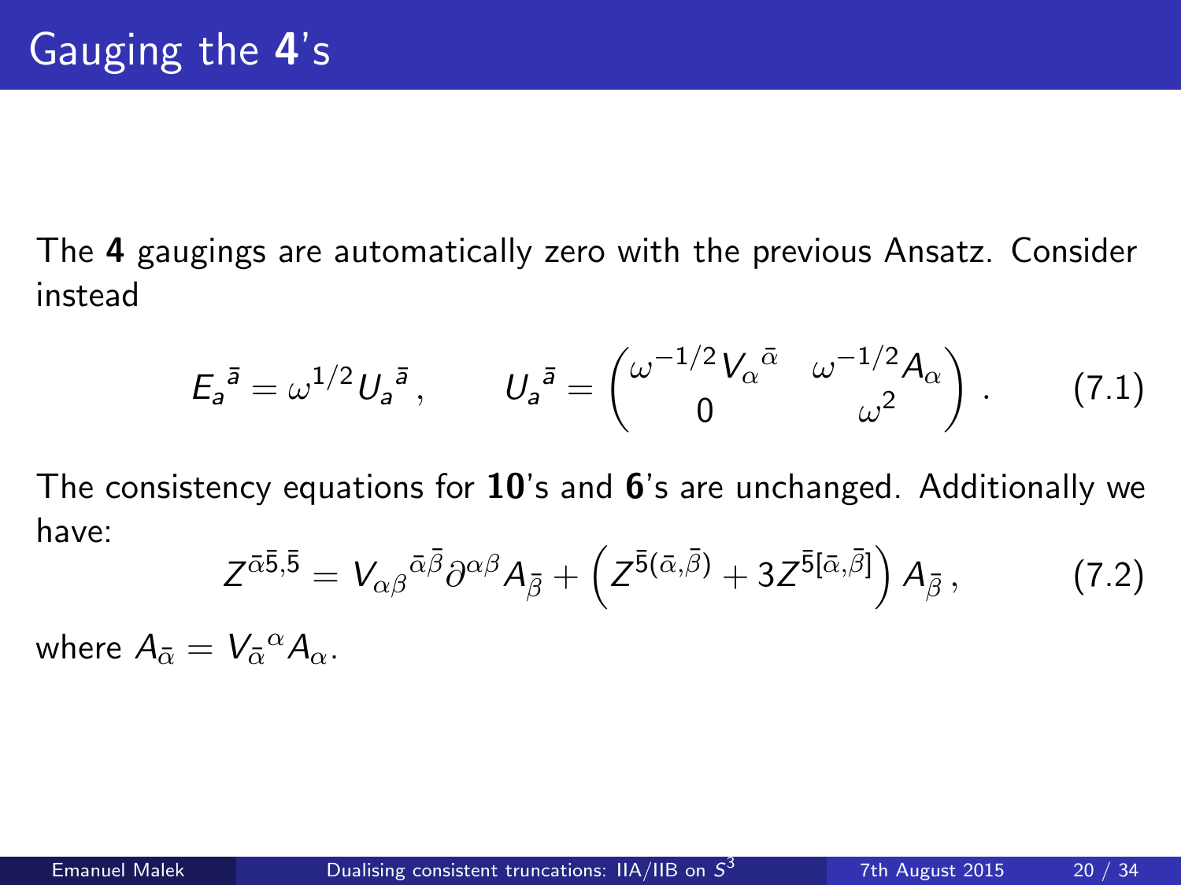# Gauging the **4**'s

The **4** gaugings are automatically zero with the previous Ansatz. Consider instead

$$E_a{}^{\bar{a}} = \omega^{1/2} U_a{}^{\bar{a}} \,, \qquad U_a{}^{\bar{a}} = \begin{pmatrix} \omega^{-1/2} V_\alpha{}^{\bar{\alpha}} & \omega^{-1/2} A_\alpha \\ 0 & \omega^2 \end{pmatrix} . \tag{7.1}$$

The consistency equations for **10**'s and **6**'s are unchanged. Additionally we have:

$$Z^{\bar{\alpha}\bar{5},\bar{5}} = V_{\alpha\beta}{}^{\bar{\alpha}\bar{\beta}} \partial^{\alpha\beta} A_{\bar{\beta}} + \left( Z^{\bar{5}(\bar{\alpha},\bar{\beta})} + 3 Z^{\bar{5}[\bar{\alpha},\bar{\beta}]} \right) A_{\bar{\beta}} \,, \tag{7.2}$$

where $A_{\bar{\alpha}} = V_{\bar{\alpha}}{}^{\alpha} A_\alpha$.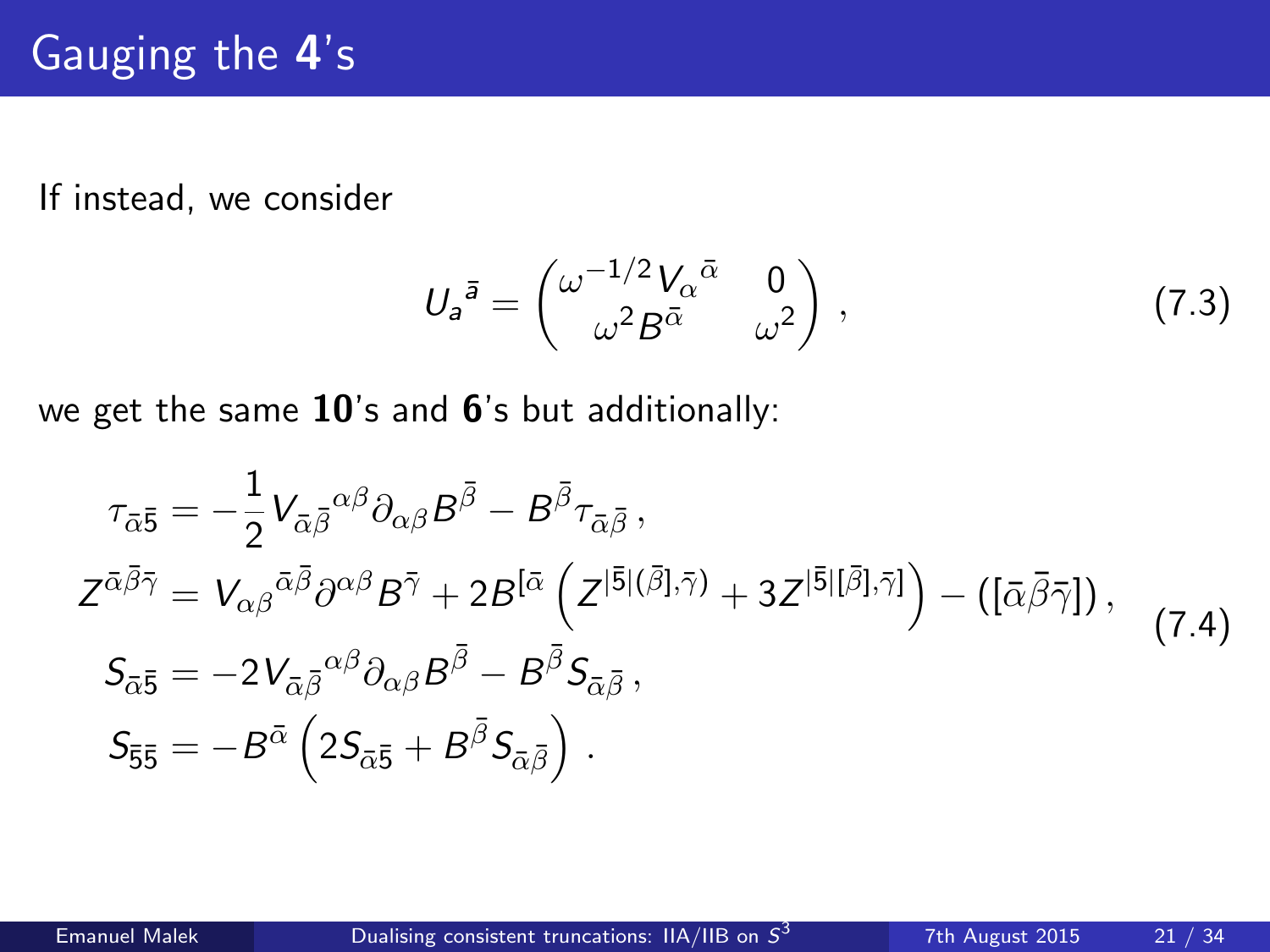# Gauging the **4**'s

If instead, we consider

$$
U_a{}^{\bar{a}} = \begin{pmatrix} \omega^{-1/2} V_\alpha{}^{\bar{\alpha}} & 0 \\ \omega^2 B^{\bar{\alpha}} & \omega^2 \end{pmatrix} \,, \tag{7.3}
$$

we get the same **10**'s and **6**'s but additionally:

$$
\begin{aligned}
\tau_{\bar{\alpha}\bar{5}} &= -\frac{1}{2} V_{\bar{\alpha}\bar{\beta}}{}^{\alpha\beta} \partial_{\alpha\beta} B^{\bar{\beta}} - B^{\bar{\beta}} \tau_{\bar{\alpha}\bar{\beta}} \,, \\
Z^{\bar{\alpha}\bar{\beta}\bar{\gamma}} &= V_{\alpha\beta}{}^{\bar{\alpha}\bar{\beta}} \partial^{\alpha\beta} B^{\bar{\gamma}} + 2 B^{[\bar{\alpha}} \left( Z^{|\bar{5}|(\bar{\beta}],\bar{\gamma})} + 3 Z^{|\bar{5}|[\bar{\beta}],\bar{\gamma}]} \right) - \left( [\bar{\alpha}\bar{\beta}\bar{\gamma}] \right) , \\
S_{\bar{\alpha}\bar{5}} &= -2 V_{\bar{\alpha}\bar{\beta}}{}^{\alpha\beta} \partial_{\alpha\beta} B^{\bar{\beta}} - B^{\bar{\beta}} S_{\bar{\alpha}\bar{\beta}} \,, \\
S_{\bar{5}\bar{5}} &= -B^{\bar{\alpha}} \left( 2 S_{\bar{\alpha}\bar{5}} + B^{\bar{\beta}} S_{\bar{\alpha}\bar{\beta}} \right) .
\end{aligned} \tag{7.4}
$$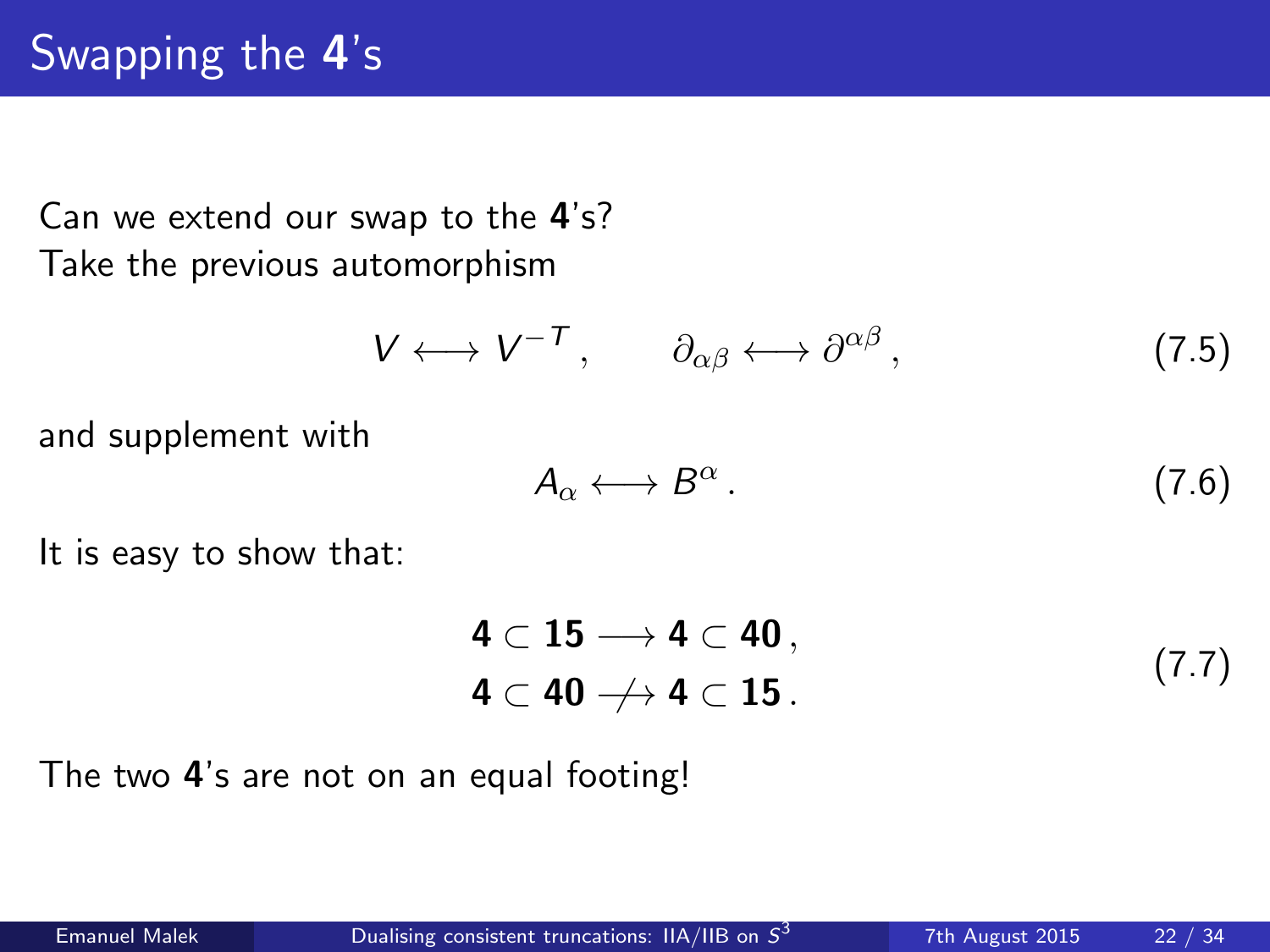# Swapping the **4**'s

Can we extend our swap to the **4**'s?
Take the previous automorphism

$$V \longleftrightarrow V^{-T}\,, \qquad \partial_{\alpha\beta} \longleftrightarrow \partial^{\alpha\beta}\,, \tag{7.5}$$

and supplement with

$$A_\alpha \longleftrightarrow B^\alpha\,. \tag{7.6}$$

It is easy to show that:

$$\begin{aligned} \mathbf{4} \subset \mathbf{15} &\longrightarrow \mathbf{4} \subset \mathbf{40}\,, \\ \mathbf{4} \subset \mathbf{40} &\not\longrightarrow \mathbf{4} \subset \mathbf{15}\,. \end{aligned} \tag{7.7}$$

The two **4**'s are not on an equal footing!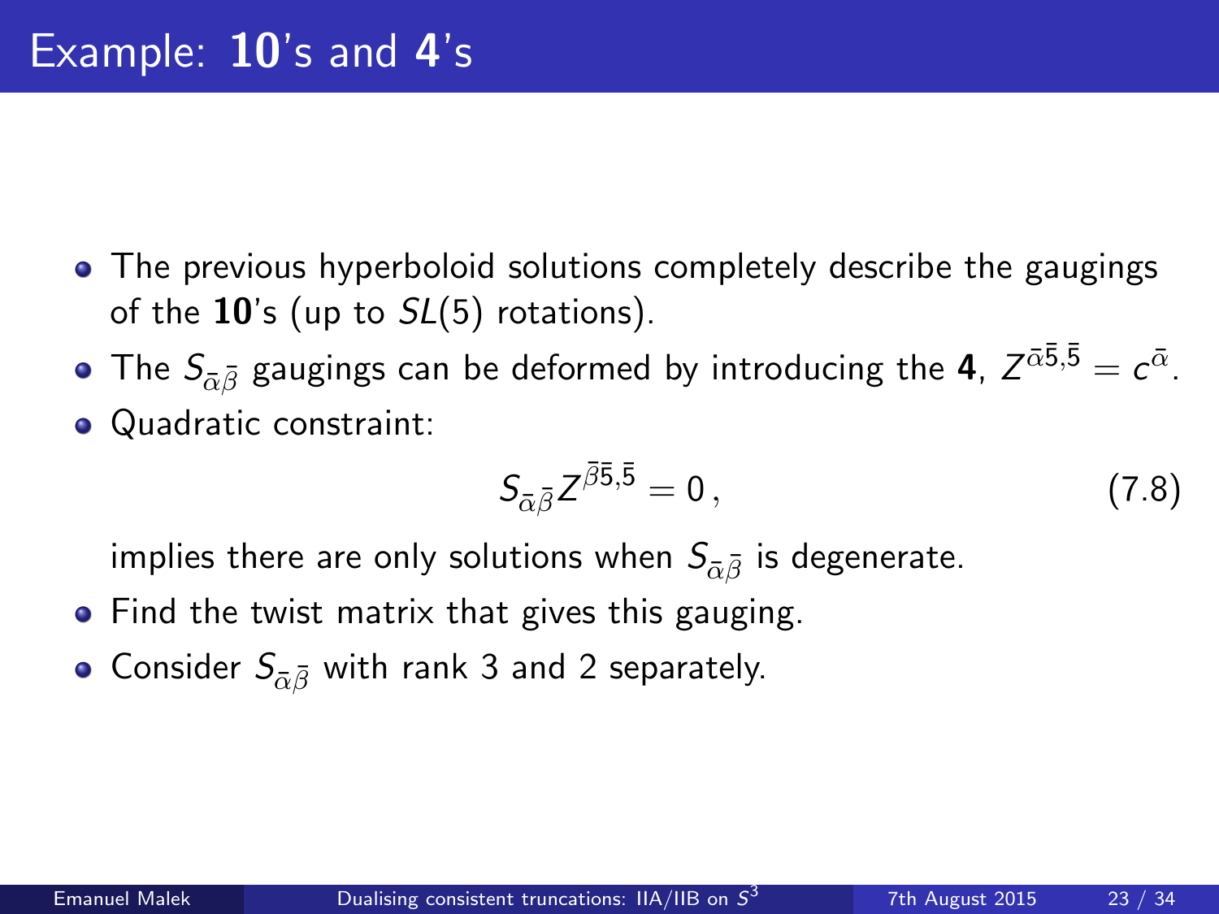# Example: **10**'s and **4**'s

- The previous hyperboloid solutions completely describe the gaugings of the **10**'s (up to $SL(5)$ rotations).
- The $S_{\bar{\alpha}\bar{\beta}}$ gaugings can be deformed by introducing the **4**, $Z^{\bar{\alpha}\bar{5},\bar{5}} = c^{\bar{\alpha}}$.
- Quadratic constraint:

$$S_{\bar{\alpha}\bar{\beta}} Z^{\bar{\beta}\bar{5},\bar{5}} = 0\,, \tag{7.8}$$

  implies there are only solutions when $S_{\bar{\alpha}\bar{\beta}}$ is degenerate.
- Find the twist matrix that gives this gauging.
- Consider $S_{\bar{\alpha}\bar{\beta}}$ with rank 3 and 2 separately.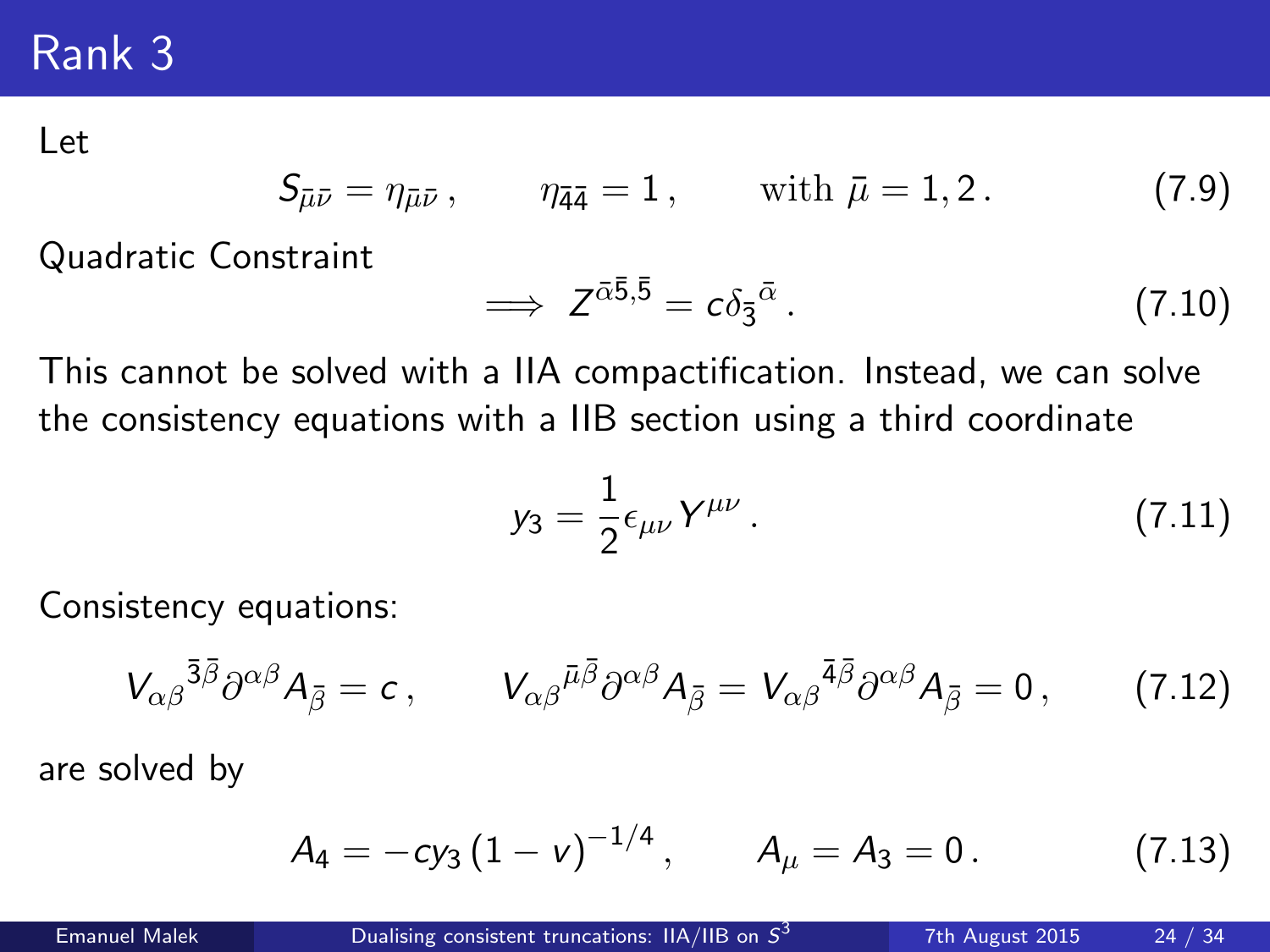# Rank 3

Let

$$S_{\bar{\mu}\bar{\nu}} = \eta_{\bar{\mu}\bar{\nu}}\,, \qquad \eta_{\bar{4}\bar{4}} = 1\,, \qquad \text{with } \bar{\mu} = 1,2\,. \tag{7.9}$$

Quadratic Constraint

$$\implies Z^{\bar{\alpha}\bar{5},\bar{5}} = c\delta_{\bar{3}}{}^{\bar{\alpha}}\,. \tag{7.10}$$

This cannot be solved with a IIA compactification. Instead, we can solve the consistency equations with a IIB section using a third coordinate

$$y_3 = \frac{1}{2}\epsilon_{\mu\nu}Y^{\mu\nu}\,. \tag{7.11}$$

Consistency equations:

$$V_{\alpha\beta}{}^{\bar{3}\bar{\beta}}\partial^{\alpha\beta}A_{\bar{\beta}} = c\,, \qquad V_{\alpha\beta}{}^{\bar{\mu}\bar{\beta}}\partial^{\alpha\beta}A_{\bar{\beta}} = V_{\alpha\beta}{}^{\bar{4}\bar{\beta}}\partial^{\alpha\beta}A_{\bar{\beta}} = 0\,, \tag{7.12}$$

are solved by

$$A_4 = -cy_3\left(1-v\right)^{-1/4}\,, \qquad A_\mu = A_3 = 0\,. \tag{7.13}$$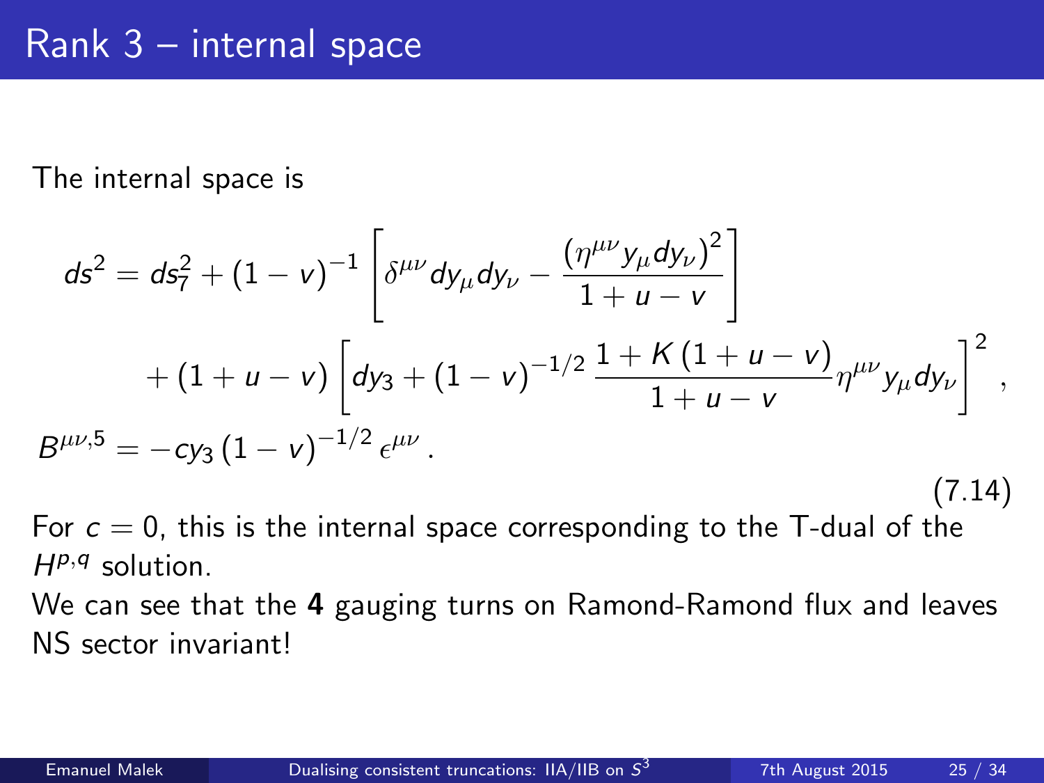# Rank 3 – internal space

The internal space is

$$
\begin{aligned}
ds^2 &= ds_7^2 + (1-v)^{-1}\left[\delta^{\mu\nu} dy_\mu dy_\nu - \frac{\left(\eta^{\mu\nu} y_\mu dy_\nu\right)^2}{1+u-v}\right] \\
&\quad + (1+u-v)\left[dy_3 + (1-v)^{-1/2}\,\frac{1+K\,(1+u-v)}{1+u-v}\eta^{\mu\nu} y_\mu dy_\nu\right]^2 , \\
B^{\mu\nu,5} &= -c y_3 \,(1-v)^{-1/2}\,\epsilon^{\mu\nu} \,.
\end{aligned}
\tag{7.14}
$$

For $c=0$, this is the internal space corresponding to the T-dual of the $H^{p,q}$ solution.

We can see that the **4** gauging turns on Ramond-Ramond flux and leaves NS sector invariant!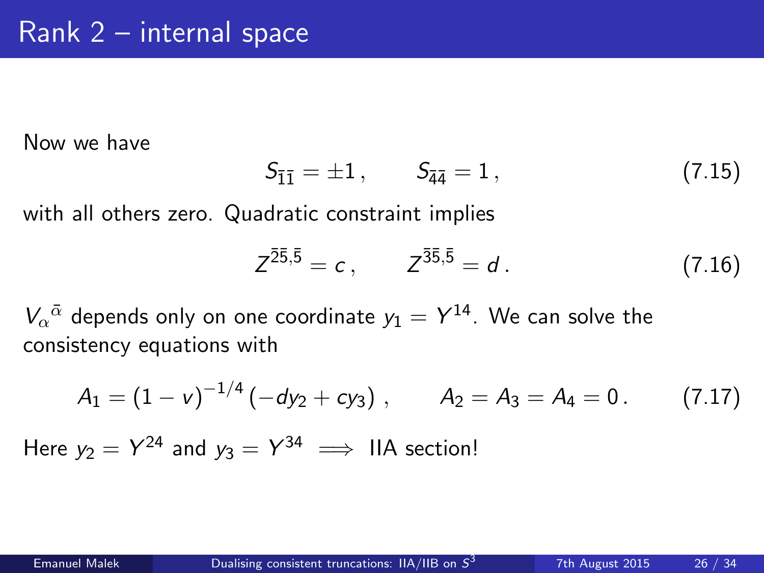# Rank 2 – internal space

Now we have

$$S_{\bar{1}\bar{1}} = \pm 1 \,, \qquad S_{\bar{4}\bar{4}} = 1 \,, \tag{7.15}$$

with all others zero. Quadratic constraint implies

$$Z^{\bar{2}\bar{5},\bar{5}} = c \,, \qquad Z^{\bar{3}\bar{5},\bar{5}} = d \,. \tag{7.16}$$

${V_\alpha}^{\bar{\alpha}}$ depends only on one coordinate $y_1 = Y^{14}$. We can solve the consistency equations with

$$A_1 = (1-v)^{-1/4} \left( -d y_2 + c y_3 \right) \,, \qquad A_2 = A_3 = A_4 = 0 \,. \tag{7.17}$$

Here $y_2 = Y^{24}$ and $y_3 = Y^{34} \implies$ IIA section!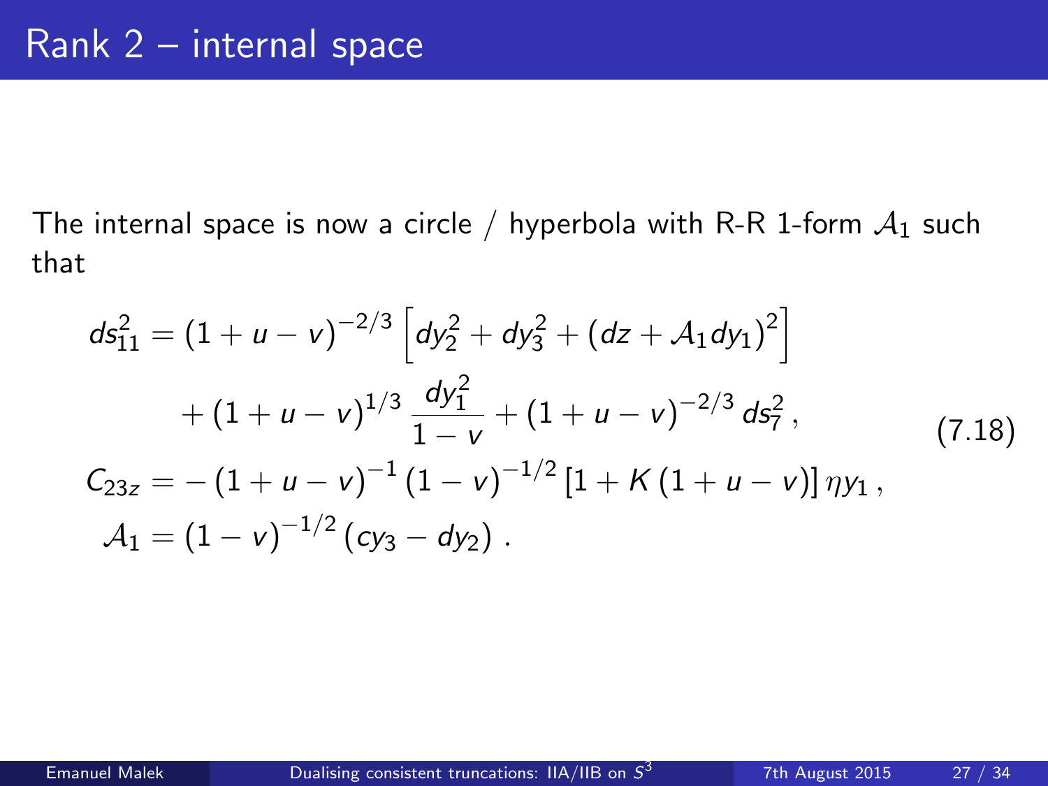# Rank 2 – internal space

The internal space is now a circle / hyperbola with R-R 1-form $\mathcal{A}_1$ such that

$$
\begin{aligned}
ds^2_{11} &= (1+u-v)^{-2/3}\left[dy_2^2 + dy_3^2 + (dz + \mathcal{A}_1 dy_1)^2\right] \\
&\quad + (1+u-v)^{1/3}\,\frac{dy_1^2}{1-v} + (1+u-v)^{-2/3}\,ds_7^2\,, \\
C_{23z} &= -(1+u-v)^{-1}(1-v)^{-1/2}\left[1 + K(1+u-v)\right]\eta y_1\,, \\
\mathcal{A}_1 &= (1-v)^{-1/2}(cy_3 - dy_2)\,.
\end{aligned}
\tag{7.18}
$$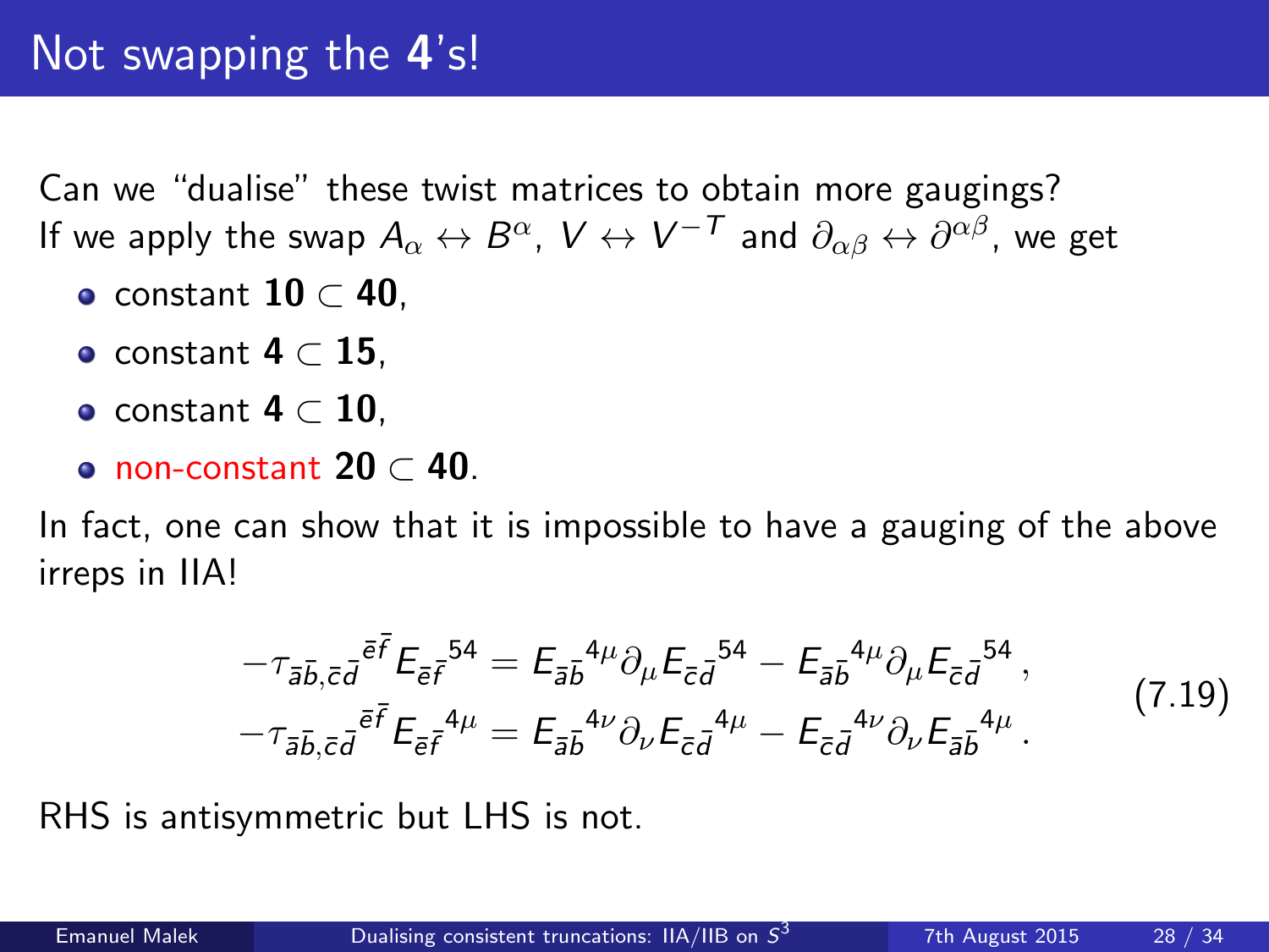# Not swapping the 4's!

Can we "dualise" these twist matrices to obtain more gaugings?
If we apply the swap $A_\alpha \leftrightarrow B^\alpha$, $V \leftrightarrow V^{-T}$ and $\partial_{\alpha\beta} \leftrightarrow \partial^{\alpha\beta}$, we get

- constant $\mathbf{10} \subset \mathbf{40}$,
- constant $\mathbf{4} \subset \mathbf{15}$,
- constant $\mathbf{4} \subset \mathbf{10}$,
- non-constant $\mathbf{20} \subset \mathbf{40}$.

In fact, one can show that it is impossible to have a gauging of the above irreps in IIA!

$$
\begin{aligned}
-\tau_{\bar{a}\bar{b},\bar{c}\bar{d}}{}^{\bar{e}\bar{f}} E_{\bar{e}\bar{f}}{}^{54} &= E_{\bar{a}\bar{b}}{}^{4\mu}\partial_\mu E_{\bar{c}\bar{d}}{}^{54} - E_{\bar{a}\bar{b}}{}^{4\mu}\partial_\mu E_{\bar{c}\bar{d}}{}^{54}\,, \\
-\tau_{\bar{a}\bar{b},\bar{c}\bar{d}}{}^{\bar{e}\bar{f}} E_{\bar{e}\bar{f}}{}^{4\mu} &= E_{\bar{a}\bar{b}}{}^{4\nu}\partial_\nu E_{\bar{c}\bar{d}}{}^{4\mu} - E_{\bar{c}\bar{d}}{}^{4\nu}\partial_\nu E_{\bar{a}\bar{b}}{}^{4\mu}\,.
\end{aligned}
\tag{7.19}
$$

RHS is antisymmetric but LHS is not.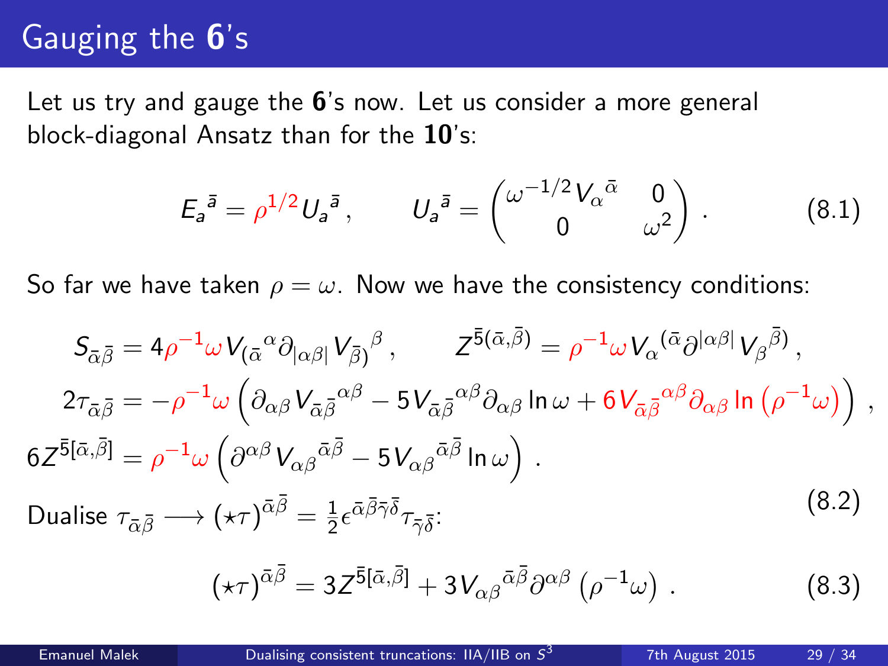# Gauging the **6**'s

Let us try and gauge the **6**'s now. Let us consider a more general block-diagonal Ansatz than for the **10**'s:

$$E_a{}^{\bar{a}} = \rho^{1/2} U_a{}^{\bar{a}} \,, \qquad U_a{}^{\bar{a}} = \begin{pmatrix} \omega^{-1/2} V_\alpha{}^{\bar{\alpha}} & 0 \\ 0 & \omega^2 \end{pmatrix} . \tag{8.1}$$

So far we have taken $\rho = \omega$. Now we have the consistency conditions:

$$\begin{aligned}
S_{\bar{\alpha}\bar{\beta}} &= 4\rho^{-1}\omega V_{(\bar{\alpha}}{}^{\alpha}\partial_{|\alpha\beta|} V_{\bar{\beta})}{}^{\beta} \,, \qquad Z^{\bar{5}(\bar{\alpha},\bar{\beta})} = \rho^{-1}\omega V_\alpha{}^{(\bar{\alpha}}\partial^{|\alpha\beta|} V_\beta{}^{\bar{\beta})} \,, \\
2\tau_{\bar{\alpha}\bar{\beta}} &= -\rho^{-1}\omega \left( \partial_{\alpha\beta} V_{\bar{\alpha}\bar{\beta}}{}^{\alpha\beta} - 5 V_{\bar{\alpha}\bar{\beta}}{}^{\alpha\beta}\partial_{\alpha\beta} \ln \omega + 6 V_{\bar{\alpha}\bar{\beta}}{}^{\alpha\beta}\partial_{\alpha\beta} \ln \left(\rho^{-1}\omega\right) \right) \,, \\
6Z^{\bar{5}[\bar{\alpha},\bar{\beta}]} &= \rho^{-1}\omega \left( \partial^{\alpha\beta} V_{\alpha\beta}{}^{\bar{\alpha}\bar{\beta}} - 5 V_{\alpha\beta}{}^{\bar{\alpha}\bar{\beta}} \ln \omega \right) \,.
\end{aligned} \tag{8.2}$$

Dualise $\tau_{\bar{\alpha}\bar{\beta}} \longrightarrow (\star\tau)^{\bar{\alpha}\bar{\beta}} = \frac{1}{2}\epsilon^{\bar{\alpha}\bar{\beta}\bar{\gamma}\bar{\delta}}\tau_{\bar{\gamma}\bar{\delta}}$:

$$(\star\tau)^{\bar{\alpha}\bar{\beta}} = 3Z^{\bar{5}[\bar{\alpha},\bar{\beta}]} + 3V_{\alpha\beta}{}^{\bar{\alpha}\bar{\beta}}\partial^{\alpha\beta}\left(\rho^{-1}\omega\right) \,. \tag{8.3}$$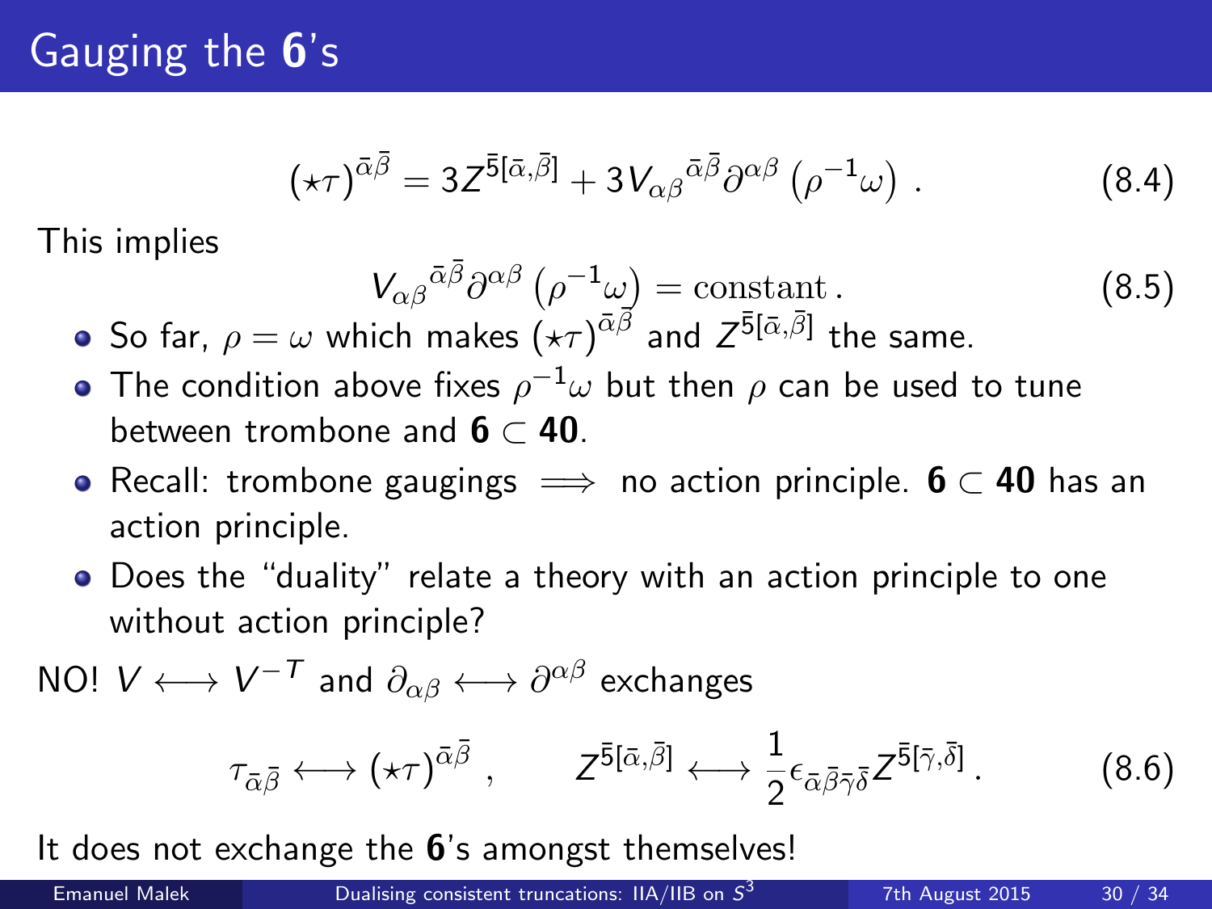# Gauging the **6**'s

$$(\star\tau)^{\bar{\alpha}\bar{\beta}} = 3Z^{\bar{5}[\bar{\alpha},\bar{\beta}]} + 3V_{\alpha\beta}{}^{\bar{\alpha}\bar{\beta}}\partial^{\alpha\beta}\left(\rho^{-1}\omega\right) . \tag{8.4}$$

This implies

$$V_{\alpha\beta}{}^{\bar{\alpha}\bar{\beta}}\partial^{\alpha\beta}\left(\rho^{-1}\omega\right) = \text{constant} . \tag{8.5}$$

- So far, $\rho = \omega$ which makes $(\star\tau)^{\bar{\alpha}\bar{\beta}}$ and $Z^{\bar{5}[\bar{\alpha},\bar{\beta}]}$ the same.
- The condition above fixes $\rho^{-1}\omega$ but then $\rho$ can be used to tune between trombone and $\mathbf{6} \subset \mathbf{40}$.
- Recall: trombone gaugings $\Longrightarrow$ no action principle. $\mathbf{6} \subset \mathbf{40}$ has an action principle.
- Does the "duality" relate a theory with an action principle to one without action principle?

NO! $V \longleftrightarrow V^{-T}$ and $\partial_{\alpha\beta} \longleftrightarrow \partial^{\alpha\beta}$ exchanges

$$\tau_{\bar{\alpha}\bar{\beta}} \longleftrightarrow (\star\tau)^{\bar{\alpha}\bar{\beta}} , \qquad Z^{\bar{5}[\bar{\alpha},\bar{\beta}]} \longleftrightarrow \frac{1}{2}\epsilon_{\bar{\alpha}\bar{\beta}\bar{\gamma}\bar{\delta}}Z^{\bar{5}[\bar{\gamma},\bar{\delta}]} . \tag{8.6}$$

It does not exchange the **6**'s amongst themselves!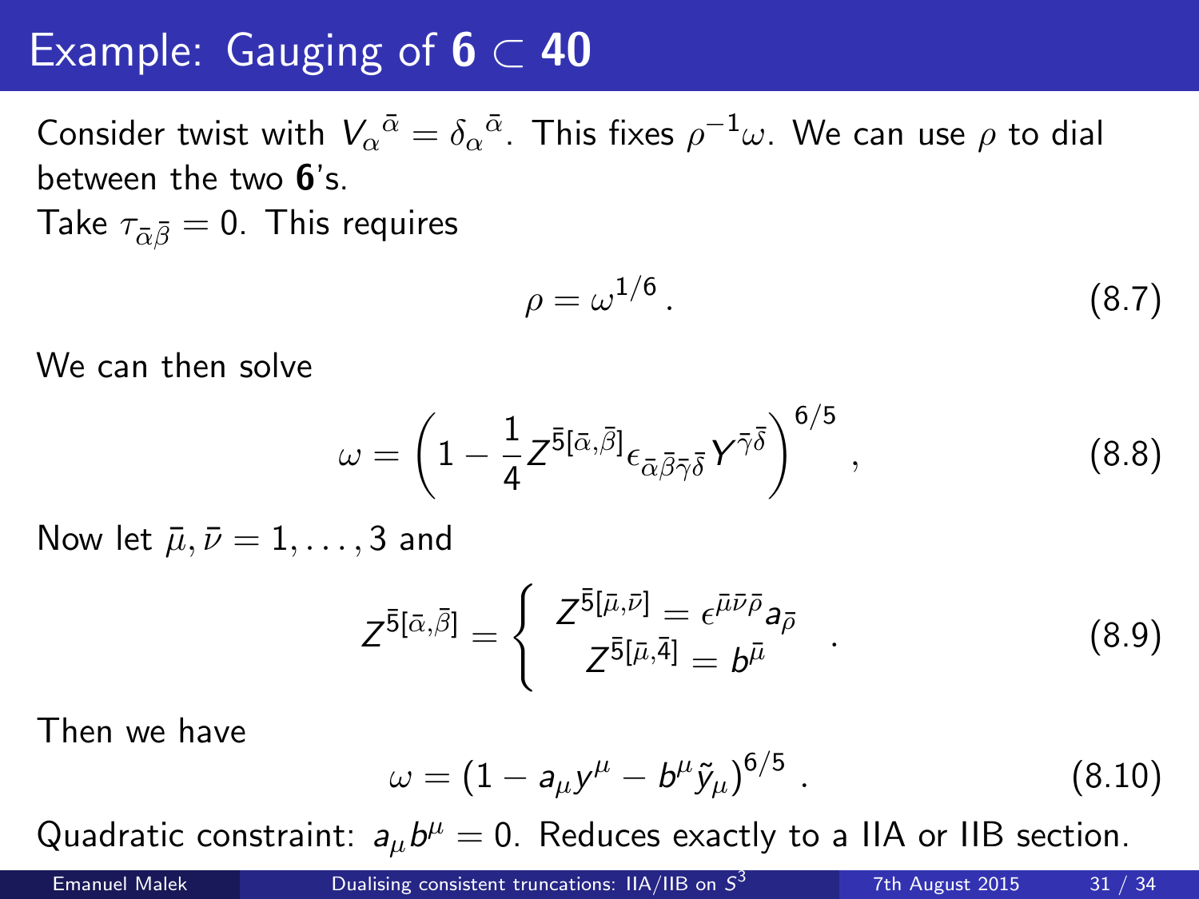# Example: Gauging of $\mathbf{6} \subset \mathbf{40}$

Consider twist with $V_\alpha{}^{\bar{\alpha}} = \delta_\alpha{}^{\bar{\alpha}}$. This fixes $\rho^{-1}\omega$. We can use $\rho$ to dial between the two **6**'s.

Take $\tau_{\bar{\alpha}\bar{\beta}} = 0$. This requires

$$\rho = \omega^{1/6} \,. \tag{8.7}$$

We can then solve

$$\omega = \left( 1 - \frac{1}{4} Z^{\bar{5}[\bar{\alpha},\bar{\beta}]} \epsilon_{\bar{\alpha}\bar{\beta}\bar{\gamma}\bar{\delta}} Y^{\bar{\gamma}\bar{\delta}} \right)^{6/5} \,, \tag{8.8}$$

Now let $\bar{\mu}, \bar{\nu} = 1, \ldots, 3$ and

$$Z^{\bar{5}[\bar{\alpha},\bar{\beta}]} = \begin{cases} Z^{\bar{5}[\bar{\mu},\bar{\nu}]} = \epsilon^{\bar{\mu}\bar{\nu}\bar{\rho}} a_{\bar{\rho}} \\ Z^{\bar{5}[\bar{\mu},\bar{4}]} = b^{\bar{\mu}} \end{cases} \,. \tag{8.9}$$

Then we have

$$\omega = \left( 1 - a_\mu y^\mu - b^\mu \tilde{y}_\mu \right)^{6/5} \,. \tag{8.10}$$

Quadratic constraint: $a_\mu b^\mu = 0$. Reduces exactly to a IIA or IIB section.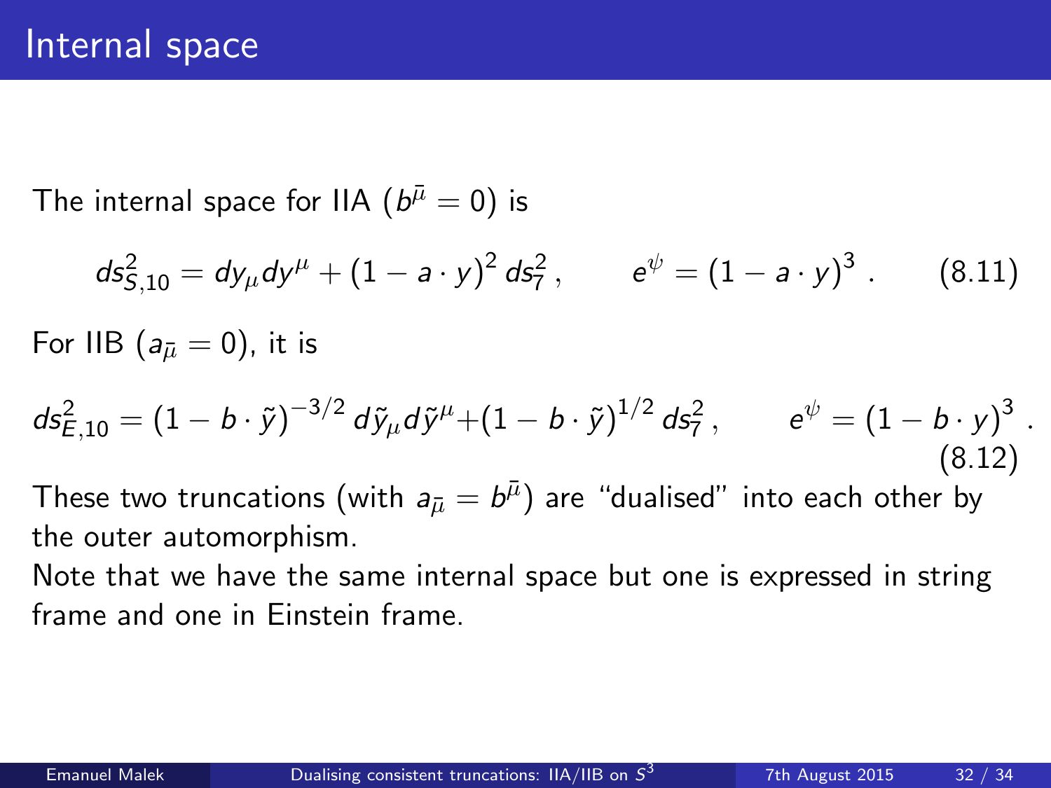# Internal space

The internal space for IIA ($b^{\bar{\mu}} = 0$) is

$$ds^2_{S,10} = dy_\mu dy^\mu + (1 - a \cdot y)^2 \, ds^2_7 \,, \qquad e^\psi = (1 - a \cdot y)^3 \,. \tag{8.11}$$

For IIB ($a_{\bar{\mu}} = 0$), it is

$$ds^2_{E,10} = (1 - b \cdot \tilde{y})^{-3/2} \, d\tilde{y}_\mu d\tilde{y}^\mu + (1 - b \cdot \tilde{y})^{1/2} \, ds^2_7 \,, \qquad e^\psi = (1 - b \cdot y)^3 \,. \tag{8.12}$$

These two truncations (with $a_{\bar{\mu}} = b^{\bar{\mu}}$) are "dualised" into each other by the outer automorphism.

Note that we have the same internal space but one is expressed in string frame and one in Einstein frame.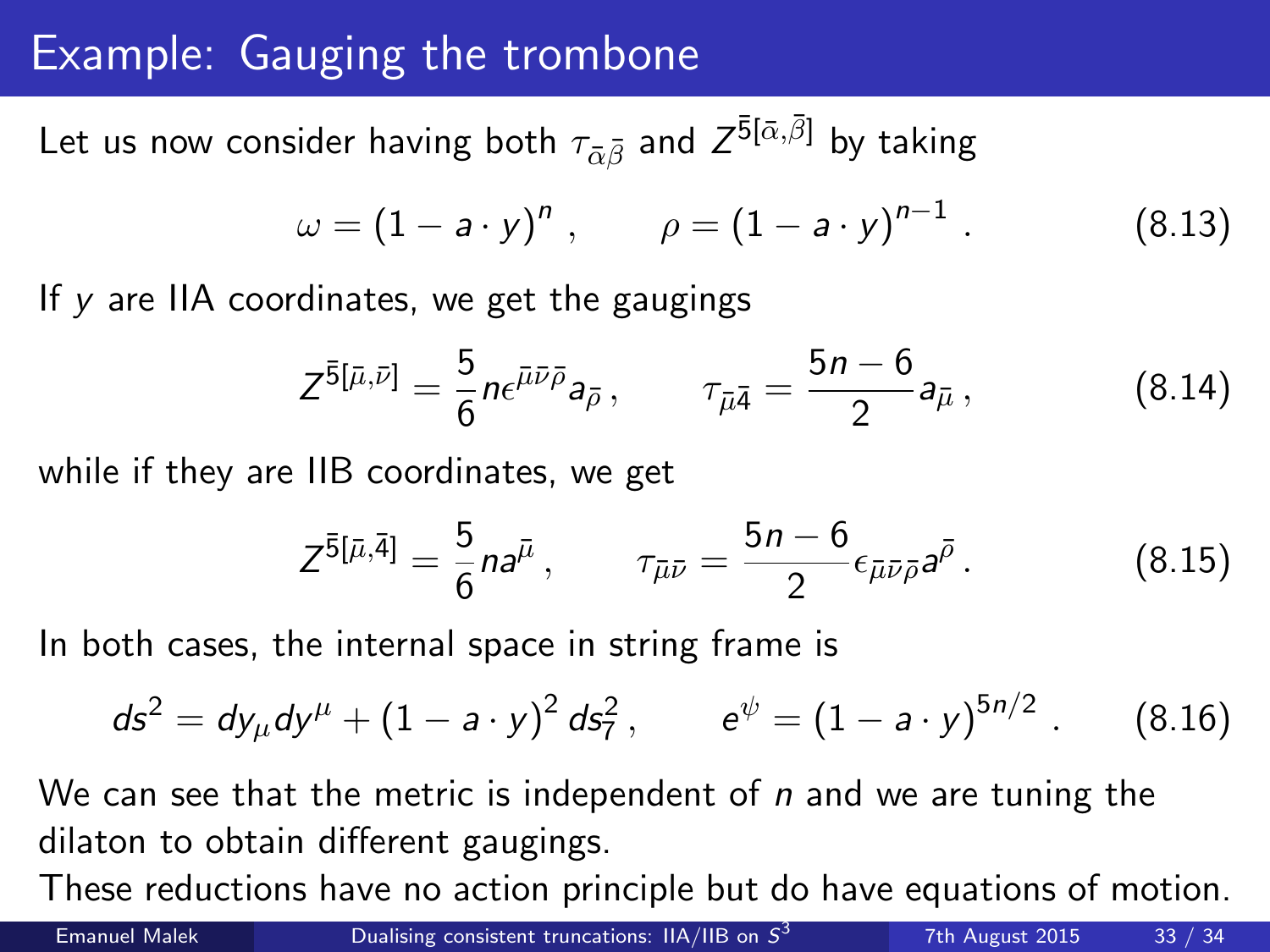# Example: Gauging the trombone

Let us now consider having both $\tau_{\bar{\alpha}\bar{\beta}}$ and $Z^{\bar{5}[\bar{\alpha},\bar{\beta}]}$ by taking

$$\omega = (1 - a \cdot y)^n \,, \qquad \rho = (1 - a \cdot y)^{n-1} \,. \tag{8.13}$$

If $y$ are IIA coordinates, we get the gaugings

$$Z^{\bar{5}[\bar{\mu},\bar{\nu}]} = \frac{5}{6} n \epsilon^{\bar{\mu}\bar{\nu}\bar{\rho}} a_{\bar{\rho}} \,, \qquad \tau_{\bar{\mu}\bar{4}} = \frac{5n-6}{2} a_{\bar{\mu}} \,, \tag{8.14}$$

while if they are IIB coordinates, we get

$$Z^{\bar{5}[\bar{\mu},\bar{4}]} = \frac{5}{6} n a^{\bar{\mu}} \,, \qquad \tau_{\bar{\mu}\bar{\nu}} = \frac{5n-6}{2} \epsilon_{\bar{\mu}\bar{\nu}\bar{\rho}} a^{\bar{\rho}} \,. \tag{8.15}$$

In both cases, the internal space in string frame is

$$ds^2 = dy_\mu dy^\mu + (1 - a \cdot y)^2 \, ds_7^2 \,, \qquad e^{\psi} = (1 - a \cdot y)^{5n/2} \,. \tag{8.16}$$

We can see that the metric is independent of $n$ and we are tuning the dilaton to obtain different gaugings.

These reductions have no action principle but do have equations of motion.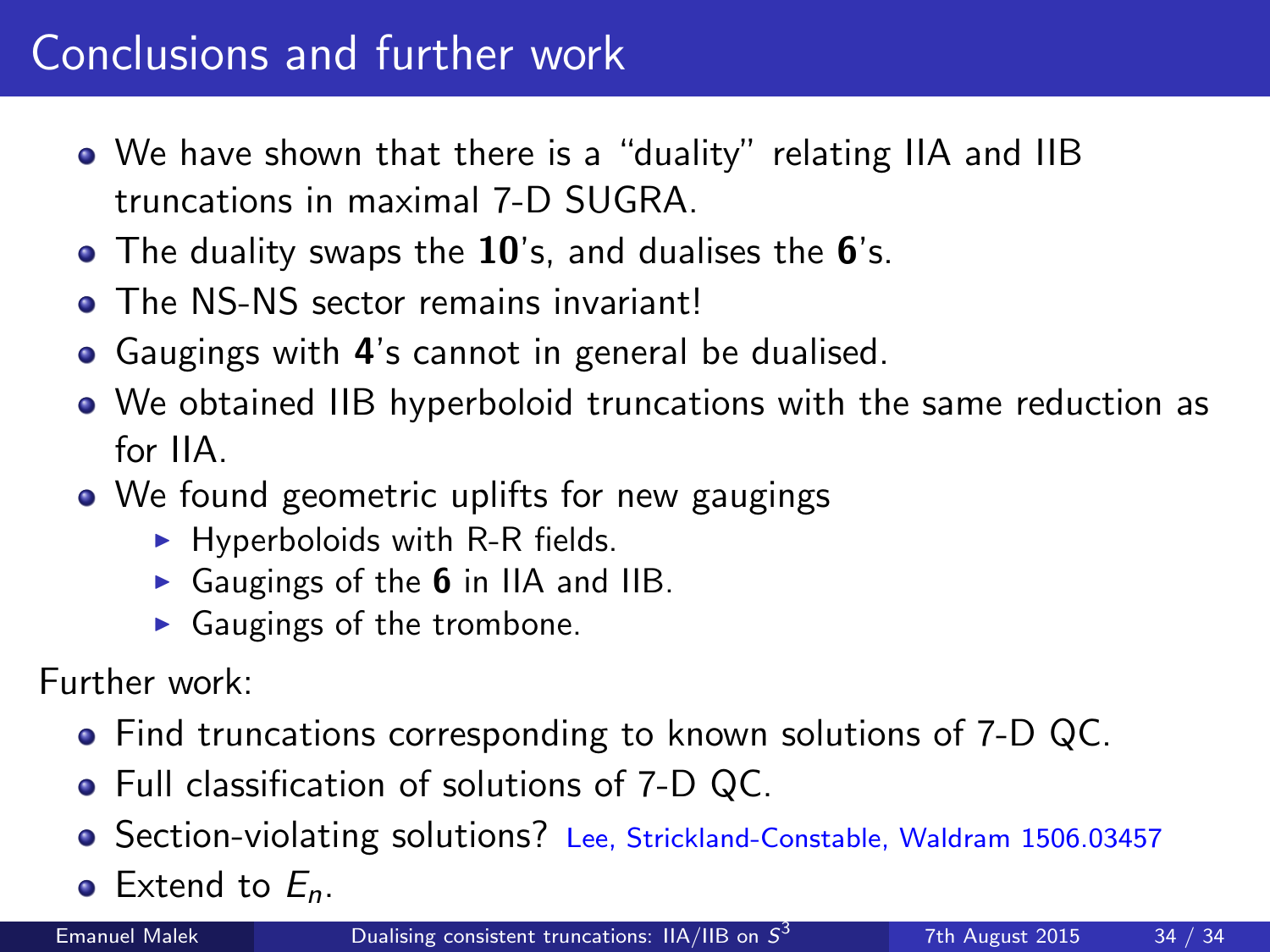# Conclusions and further work

- We have shown that there is a "duality" relating IIA and IIB truncations in maximal 7-D SUGRA.
- The duality swaps the **10**'s, and dualises the **6**'s.
- The NS-NS sector remains invariant!
- Gaugings with **4**'s cannot in general be dualised.
- We obtained IIB hyperboloid truncations with the same reduction as for IIA.
- We found geometric uplifts for new gaugings
  - Hyperboloids with R-R fields.
  - Gaugings of the **6** in IIA and IIB.
  - Gaugings of the trombone.

Further work:

- Find truncations corresponding to known solutions of 7-D QC.
- Full classification of solutions of 7-D QC.
- Section-violating solutions? Lee, Strickland-Constable, Waldram 1506.03457
- Extend to $E_n$.